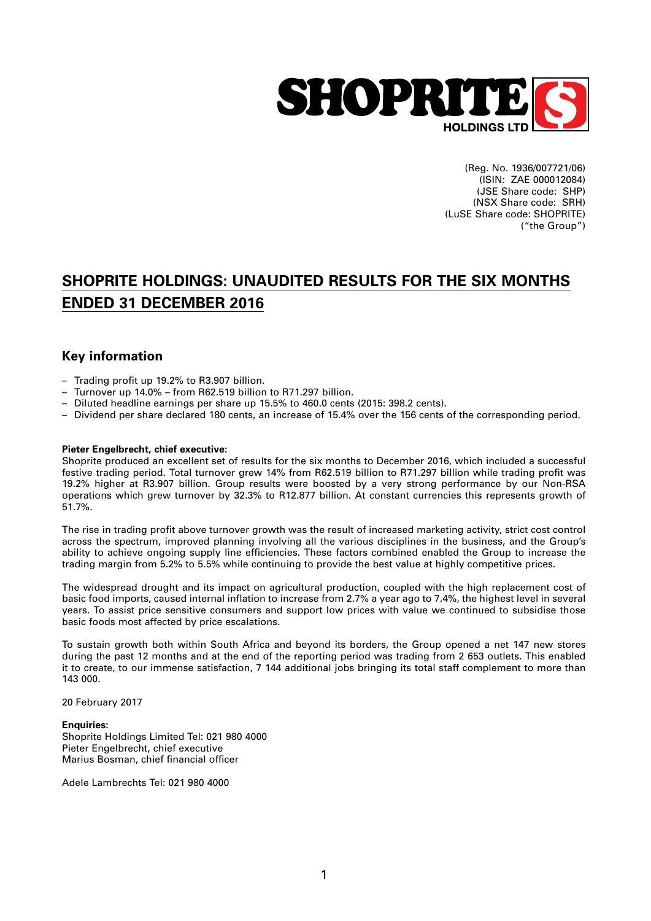SHOPRITE HOLDINGS LTD

(Reg. No. 1936/007721/06)
(ISIN: ZAE 000012084)
(JSE Share code: SHP)
(NSX Share code: SRH)
(LuSE Share code: SHOPRITE)
("the Group")

# SHOPRITE HOLDINGS: UNAUDITED RESULTS FOR THE SIX MONTHS ENDED 31 DECEMBER 2016

## Key information

- Trading profit up 19.2% to R3.907 billion.
- Turnover up 14.0% – from R62.519 billion to R71.297 billion.
- Diluted headline earnings per share up 15.5% to 460.0 cents (2015: 398.2 cents).
- Dividend per share declared 180 cents, an increase of 15.4% over the 156 cents of the corresponding period.

**Pieter Engelbrecht, chief executive:**
Shoprite produced an excellent set of results for the six months to December 2016, which included a successful festive trading period. Total turnover grew 14% from R62.519 billion to R71.297 billion while trading profit was 19.2% higher at R3.907 billion. Group results were boosted by a very strong performance by our Non-RSA operations which grew turnover by 32.3% to R12.877 billion. At constant currencies this represents growth of 51.7%.

The rise in trading profit above turnover growth was the result of increased marketing activity, strict cost control across the spectrum, improved planning involving all the various disciplines in the business, and the Group's ability to achieve ongoing supply line efficiencies. These factors combined enabled the Group to increase the trading margin from 5.2% to 5.5% while continuing to provide the best value at highly competitive prices.

The widespread drought and its impact on agricultural production, coupled with the high replacement cost of basic food imports, caused internal inflation to increase from 2.7% a year ago to 7.4%, the highest level in several years. To assist price sensitive consumers and support low prices with value we continued to subsidise those basic foods most affected by price escalations.

To sustain growth both within South Africa and beyond its borders, the Group opened a net 147 new stores during the past 12 months and at the end of the reporting period was trading from 2 653 outlets. This enabled it to create, to our immense satisfaction, 7 144 additional jobs bringing its total staff complement to more than 143 000.

20 February 2017

**Enquiries:**
Shoprite Holdings Limited Tel: 021 980 4000
Pieter Engelbrecht, chief executive
Marius Bosman, chief financial officer

Adele Lambrechts Tel: 021 980 4000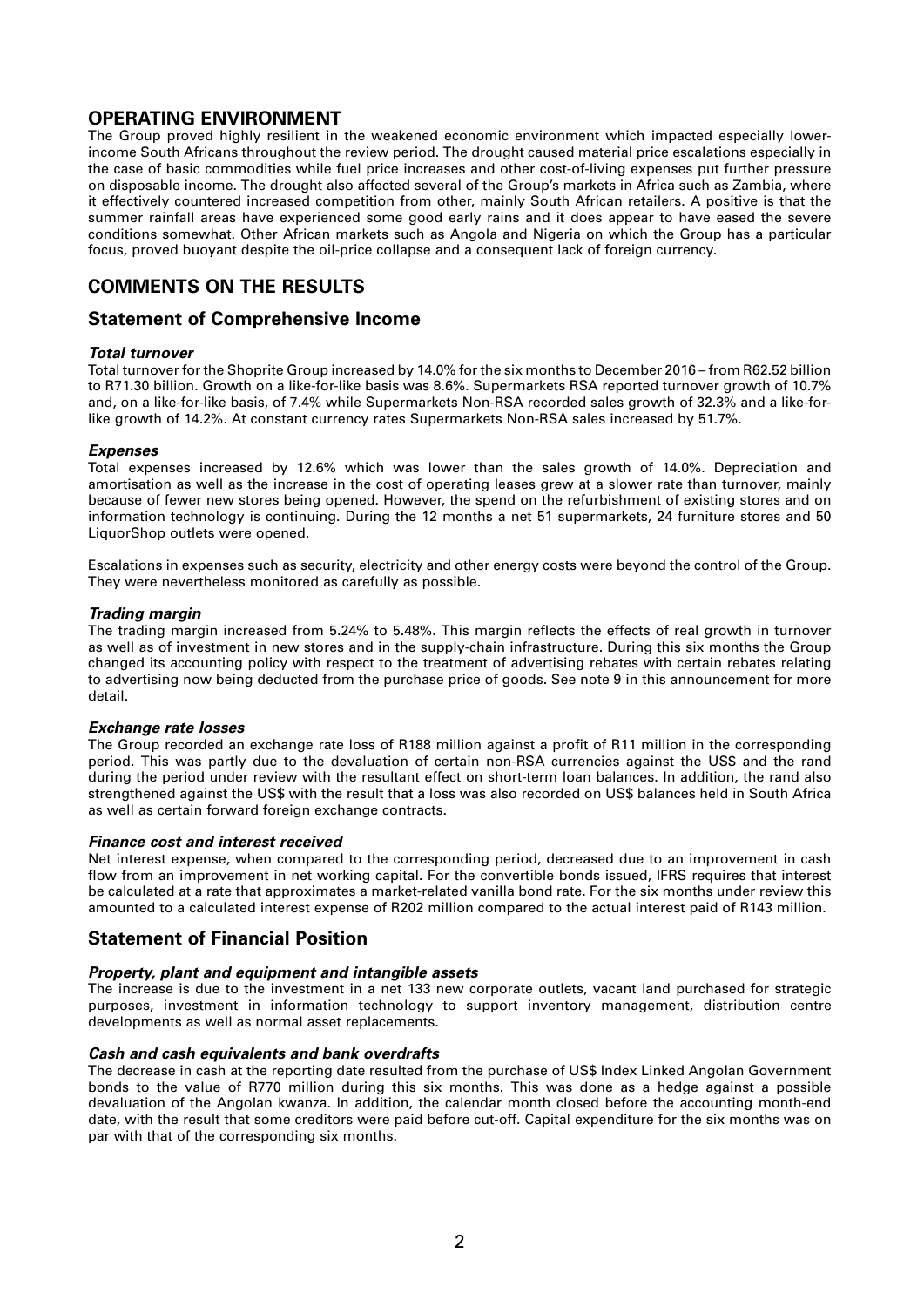## OPERATING ENVIRONMENT

The Group proved highly resilient in the weakened economic environment which impacted especially lower-income South Africans throughout the review period. The drought caused material price escalations especially in the case of basic commodities while fuel price increases and other cost-of-living expenses put further pressure on disposable income. The drought also affected several of the Group's markets in Africa such as Zambia, where it effectively countered increased competition from other, mainly South African retailers. A positive is that the summer rainfall areas have experienced some good early rains and it does appear to have eased the severe conditions somewhat. Other African markets such as Angola and Nigeria on which the Group has a particular focus, proved buoyant despite the oil-price collapse and a consequent lack of foreign currency.

## COMMENTS ON THE RESULTS

### Statement of Comprehensive Income

#### *Total turnover*

Total turnover for the Shoprite Group increased by 14.0% for the six months to December 2016 – from R62.52 billion to R71.30 billion. Growth on a like-for-like basis was 8.6%. Supermarkets RSA reported turnover growth of 10.7% and, on a like-for-like basis, of 7.4% while Supermarkets Non-RSA recorded sales growth of 32.3% and a like-for-like growth of 14.2%. At constant currency rates Supermarkets Non-RSA sales increased by 51.7%.

#### *Expenses*

Total expenses increased by 12.6% which was lower than the sales growth of 14.0%. Depreciation and amortisation as well as the increase in the cost of operating leases grew at a slower rate than turnover, mainly because of fewer new stores being opened. However, the spend on the refurbishment of existing stores and on information technology is continuing. During the 12 months a net 51 supermarkets, 24 furniture stores and 50 LiquorShop outlets were opened.

Escalations in expenses such as security, electricity and other energy costs were beyond the control of the Group. They were nevertheless monitored as carefully as possible.

#### *Trading margin*

The trading margin increased from 5.24% to 5.48%. This margin reflects the effects of real growth in turnover as well as of investment in new stores and in the supply-chain infrastructure. During this six months the Group changed its accounting policy with respect to the treatment of advertising rebates with certain rebates relating to advertising now being deducted from the purchase price of goods. See note 9 in this announcement for more detail.

#### *Exchange rate losses*

The Group recorded an exchange rate loss of R188 million against a profit of R11 million in the corresponding period. This was partly due to the devaluation of certain non-RSA currencies against the US$ and the rand during the period under review with the resultant effect on short-term loan balances. In addition, the rand also strengthened against the US$ with the result that a loss was also recorded on US$ balances held in South Africa as well as certain forward foreign exchange contracts.

#### *Finance cost and interest received*

Net interest expense, when compared to the corresponding period, decreased due to an improvement in cash flow from an improvement in net working capital. For the convertible bonds issued, IFRS requires that interest be calculated at a rate that approximates a market-related vanilla bond rate. For the six months under review this amounted to a calculated interest expense of R202 million compared to the actual interest paid of R143 million.

### Statement of Financial Position

#### *Property, plant and equipment and intangible assets*

The increase is due to the investment in a net 133 new corporate outlets, vacant land purchased for strategic purposes, investment in information technology to support inventory management, distribution centre developments as well as normal asset replacements.

#### *Cash and cash equivalents and bank overdrafts*

The decrease in cash at the reporting date resulted from the purchase of US$ Index Linked Angolan Government bonds to the value of R770 million during this six months. This was done as a hedge against a possible devaluation of the Angolan kwanza. In addition, the calendar month closed before the accounting month-end date, with the result that some creditors were paid before cut-off. Capital expenditure for the six months was on par with that of the corresponding six months.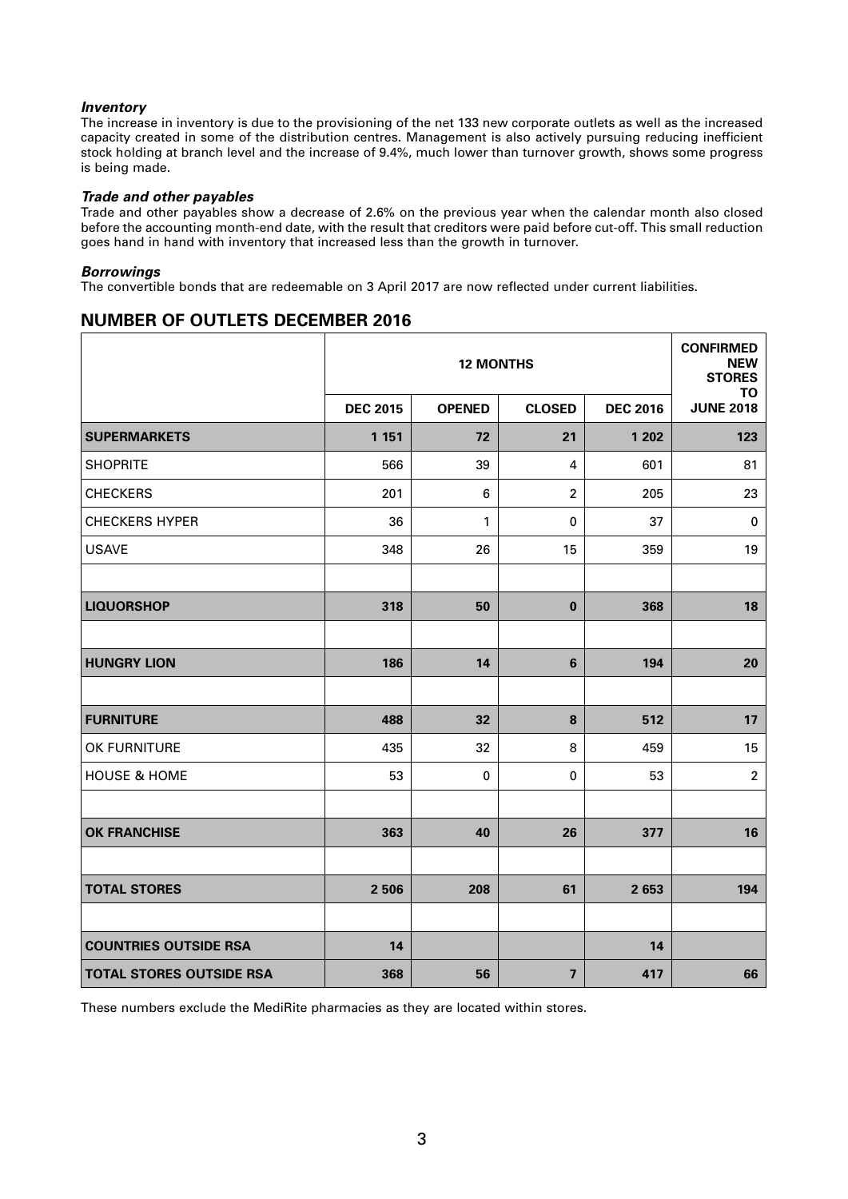***Inventory***

The increase in inventory is due to the provisioning of the net 133 new corporate outlets as well as the increased capacity created in some of the distribution centres. Management is also actively pursuing reducing inefficient stock holding at branch level and the increase of 9.4%, much lower than turnover growth, shows some progress is being made.

***Trade and other payables***

Trade and other payables show a decrease of 2.6% on the previous year when the calendar month also closed before the accounting month-end date, with the result that creditors were paid before cut-off. This small reduction goes hand in hand with inventory that increased less than the growth in turnover.

***Borrowings***

The convertible bonds that are redeemable on 3 April 2017 are now reflected under current liabilities.

## NUMBER OF OUTLETS DECEMBER 2016

| | 12 MONTHS | | | | CONFIRMED NEW STORES TO |
|---|---|---|---|---|---|
| | DEC 2015 | OPENED | CLOSED | DEC 2016 | JUNE 2018 |
| **SUPERMARKETS** | **1 151** | **72** | **21** | **1 202** | **123** |
| SHOPRITE | 566 | 39 | 4 | 601 | 81 |
| CHECKERS | 201 | 6 | 2 | 205 | 23 |
| CHECKERS HYPER | 36 | 1 | 0 | 37 | 0 |
| USAVE | 348 | 26 | 15 | 359 | 19 |
| | | | | | |
| **LIQUORSHOP** | **318** | **50** | **0** | **368** | **18** |
| | | | | | |
| **HUNGRY LION** | **186** | **14** | **6** | **194** | **20** |
| | | | | | |
| **FURNITURE** | **488** | **32** | **8** | **512** | **17** |
| OK FURNITURE | 435 | 32 | 8 | 459 | 15 |
| HOUSE & HOME | 53 | 0 | 0 | 53 | 2 |
| | | | | | |
| **OK FRANCHISE** | **363** | **40** | **26** | **377** | **16** |
| | | | | | |
| **TOTAL STORES** | **2 506** | **208** | **61** | **2 653** | **194** |
| | | | | | |
| **COUNTRIES OUTSIDE RSA** | **14** | | | **14** | |
| **TOTAL STORES OUTSIDE RSA** | **368** | **56** | **7** | **417** | **66** |

These numbers exclude the MediRite pharmacies as they are located within stores.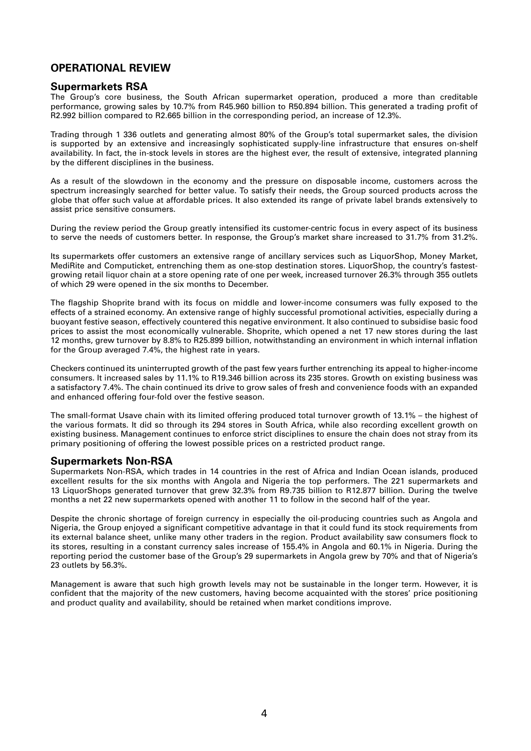## OPERATIONAL REVIEW

### Supermarkets RSA

The Group's core business, the South African supermarket operation, produced a more than creditable performance, growing sales by 10.7% from R45.960 billion to R50.894 billion. This generated a trading profit of R2.992 billion compared to R2.665 billion in the corresponding period, an increase of 12.3%.

Trading through 1 336 outlets and generating almost 80% of the Group's total supermarket sales, the division is supported by an extensive and increasingly sophisticated supply-line infrastructure that ensures on-shelf availability. In fact, the in-stock levels in stores are the highest ever, the result of extensive, integrated planning by the different disciplines in the business.

As a result of the slowdown in the economy and the pressure on disposable income, customers across the spectrum increasingly searched for better value. To satisfy their needs, the Group sourced products across the globe that offer such value at affordable prices. It also extended its range of private label brands extensively to assist price sensitive consumers.

During the review period the Group greatly intensified its customer-centric focus in every aspect of its business to serve the needs of customers better. In response, the Group's market share increased to 31.7% from 31.2%.

Its supermarkets offer customers an extensive range of ancillary services such as LiquorShop, Money Market, MediRite and Computicket, entrenching them as one-stop destination stores. LiquorShop, the country's fastest-growing retail liquor chain at a store opening rate of one per week, increased turnover 26.3% through 355 outlets of which 29 were opened in the six months to December.

The flagship Shoprite brand with its focus on middle and lower-income consumers was fully exposed to the effects of a strained economy. An extensive range of highly successful promotional activities, especially during a buoyant festive season, effectively countered this negative environment. It also continued to subsidise basic food prices to assist the most economically vulnerable. Shoprite, which opened a net 17 new stores during the last 12 months, grew turnover by 8.8% to R25.899 billion, notwithstanding an environment in which internal inflation for the Group averaged 7.4%, the highest rate in years.

Checkers continued its uninterrupted growth of the past few years further entrenching its appeal to higher-income consumers. It increased sales by 11.1% to R19.346 billion across its 235 stores. Growth on existing business was a satisfactory 7.4%. The chain continued its drive to grow sales of fresh and convenience foods with an expanded and enhanced offering four-fold over the festive season.

The small-format Usave chain with its limited offering produced total turnover growth of 13.1% – the highest of the various formats. It did so through its 294 stores in South Africa, while also recording excellent growth on existing business. Management continues to enforce strict disciplines to ensure the chain does not stray from its primary positioning of offering the lowest possible prices on a restricted product range.

### Supermarkets Non-RSA

Supermarkets Non-RSA, which trades in 14 countries in the rest of Africa and Indian Ocean islands, produced excellent results for the six months with Angola and Nigeria the top performers. The 221 supermarkets and 13 LiquorShops generated turnover that grew 32.3% from R9.735 billion to R12.877 billion. During the twelve months a net 22 new supermarkets opened with another 11 to follow in the second half of the year.

Despite the chronic shortage of foreign currency in especially the oil-producing countries such as Angola and Nigeria, the Group enjoyed a significant competitive advantage in that it could fund its stock requirements from its external balance sheet, unlike many other traders in the region. Product availability saw consumers flock to its stores, resulting in a constant currency sales increase of 155.4% in Angola and 60.1% in Nigeria. During the reporting period the customer base of the Group's 29 supermarkets in Angola grew by 70% and that of Nigeria's 23 outlets by 56.3%.

Management is aware that such high growth levels may not be sustainable in the longer term. However, it is confident that the majority of the new customers, having become acquainted with the stores' price positioning and product quality and availability, should be retained when market conditions improve.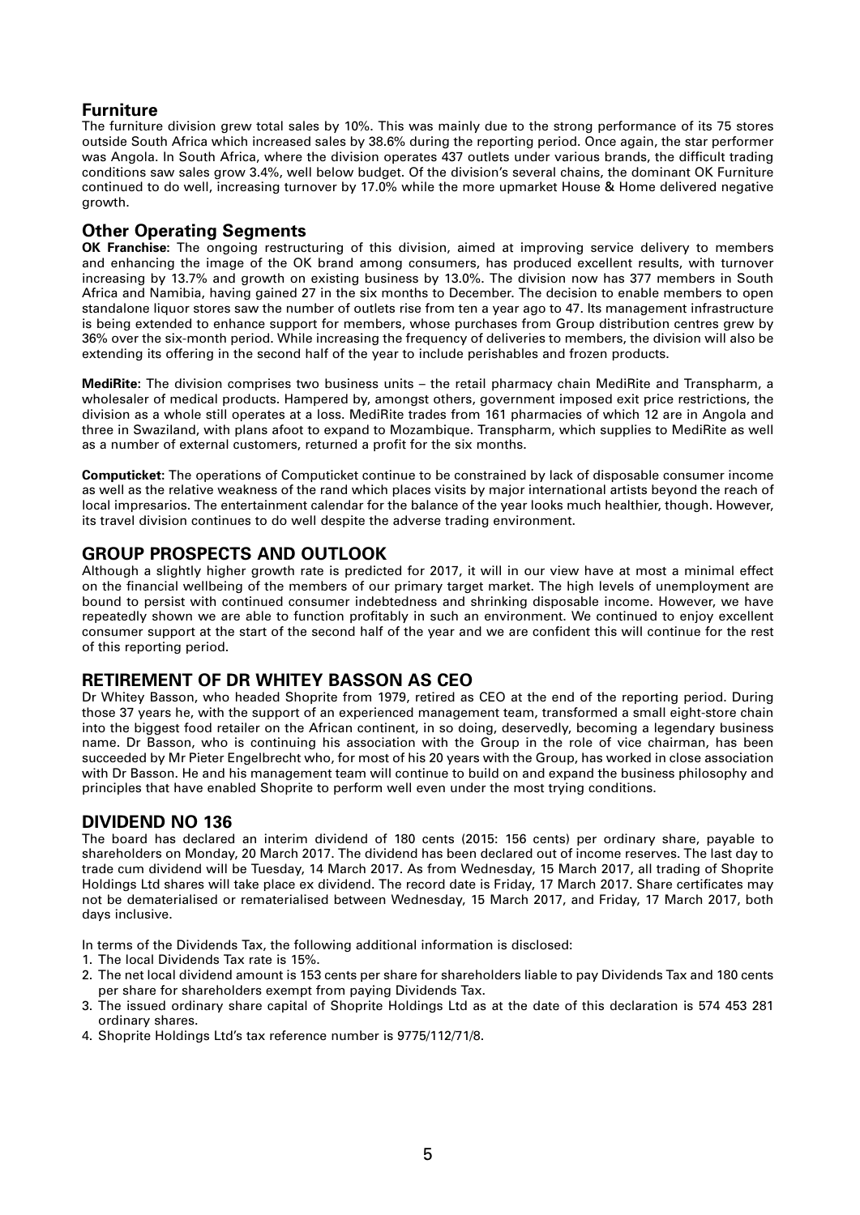## Furniture

The furniture division grew total sales by 10%. This was mainly due to the strong performance of its 75 stores outside South Africa which increased sales by 38.6% during the reporting period. Once again, the star performer was Angola. In South Africa, where the division operates 437 outlets under various brands, the difficult trading conditions saw sales grow 3.4%, well below budget. Of the division's several chains, the dominant OK Furniture continued to do well, increasing turnover by 17.0% while the more upmarket House & Home delivered negative growth.

## Other Operating Segments

**OK Franchise:** The ongoing restructuring of this division, aimed at improving service delivery to members and enhancing the image of the OK brand among consumers, has produced excellent results, with turnover increasing by 13.7% and growth on existing business by 13.0%. The division now has 377 members in South Africa and Namibia, having gained 27 in the six months to December. The decision to enable members to open standalone liquor stores saw the number of outlets rise from ten a year ago to 47. Its management infrastructure is being extended to enhance support for members, whose purchases from Group distribution centres grew by 36% over the six-month period. While increasing the frequency of deliveries to members, the division will also be extending its offering in the second half of the year to include perishables and frozen products.

**MediRite:** The division comprises two business units – the retail pharmacy chain MediRite and Transpharm, a wholesaler of medical products. Hampered by, amongst others, government imposed exit price restrictions, the division as a whole still operates at a loss. MediRite trades from 161 pharmacies of which 12 are in Angola and three in Swaziland, with plans afoot to expand to Mozambique. Transpharm, which supplies to MediRite as well as a number of external customers, returned a profit for the six months.

**Computicket:** The operations of Computicket continue to be constrained by lack of disposable consumer income as well as the relative weakness of the rand which places visits by major international artists beyond the reach of local impresarios. The entertainment calendar for the balance of the year looks much healthier, though. However, its travel division continues to do well despite the adverse trading environment.

## GROUP PROSPECTS AND OUTLOOK

Although a slightly higher growth rate is predicted for 2017, it will in our view have at most a minimal effect on the financial wellbeing of the members of our primary target market. The high levels of unemployment are bound to persist with continued consumer indebtedness and shrinking disposable income. However, we have repeatedly shown we are able to function profitably in such an environment. We continued to enjoy excellent consumer support at the start of the second half of the year and we are confident this will continue for the rest of this reporting period.

## RETIREMENT OF DR WHITEY BASSON AS CEO

Dr Whitey Basson, who headed Shoprite from 1979, retired as CEO at the end of the reporting period. During those 37 years he, with the support of an experienced management team, transformed a small eight-store chain into the biggest food retailer on the African continent, in so doing, deservedly, becoming a legendary business name. Dr Basson, who is continuing his association with the Group in the role of vice chairman, has been succeeded by Mr Pieter Engelbrecht who, for most of his 20 years with the Group, has worked in close association with Dr Basson. He and his management team will continue to build on and expand the business philosophy and principles that have enabled Shoprite to perform well even under the most trying conditions.

## DIVIDEND NO 136

The board has declared an interim dividend of 180 cents (2015: 156 cents) per ordinary share, payable to shareholders on Monday, 20 March 2017. The dividend has been declared out of income reserves. The last day to trade cum dividend will be Tuesday, 14 March 2017. As from Wednesday, 15 March 2017, all trading of Shoprite Holdings Ltd shares will take place ex dividend. The record date is Friday, 17 March 2017. Share certificates may not be dematerialised or rematerialised between Wednesday, 15 March 2017, and Friday, 17 March 2017, both days inclusive.

In terms of the Dividends Tax, the following additional information is disclosed:

1. The local Dividends Tax rate is 15%.
2. The net local dividend amount is 153 cents per share for shareholders liable to pay Dividends Tax and 180 cents per share for shareholders exempt from paying Dividends Tax.
3. The issued ordinary share capital of Shoprite Holdings Ltd as at the date of this declaration is 574 453 281 ordinary shares.
4. Shoprite Holdings Ltd's tax reference number is 9775/112/71/8.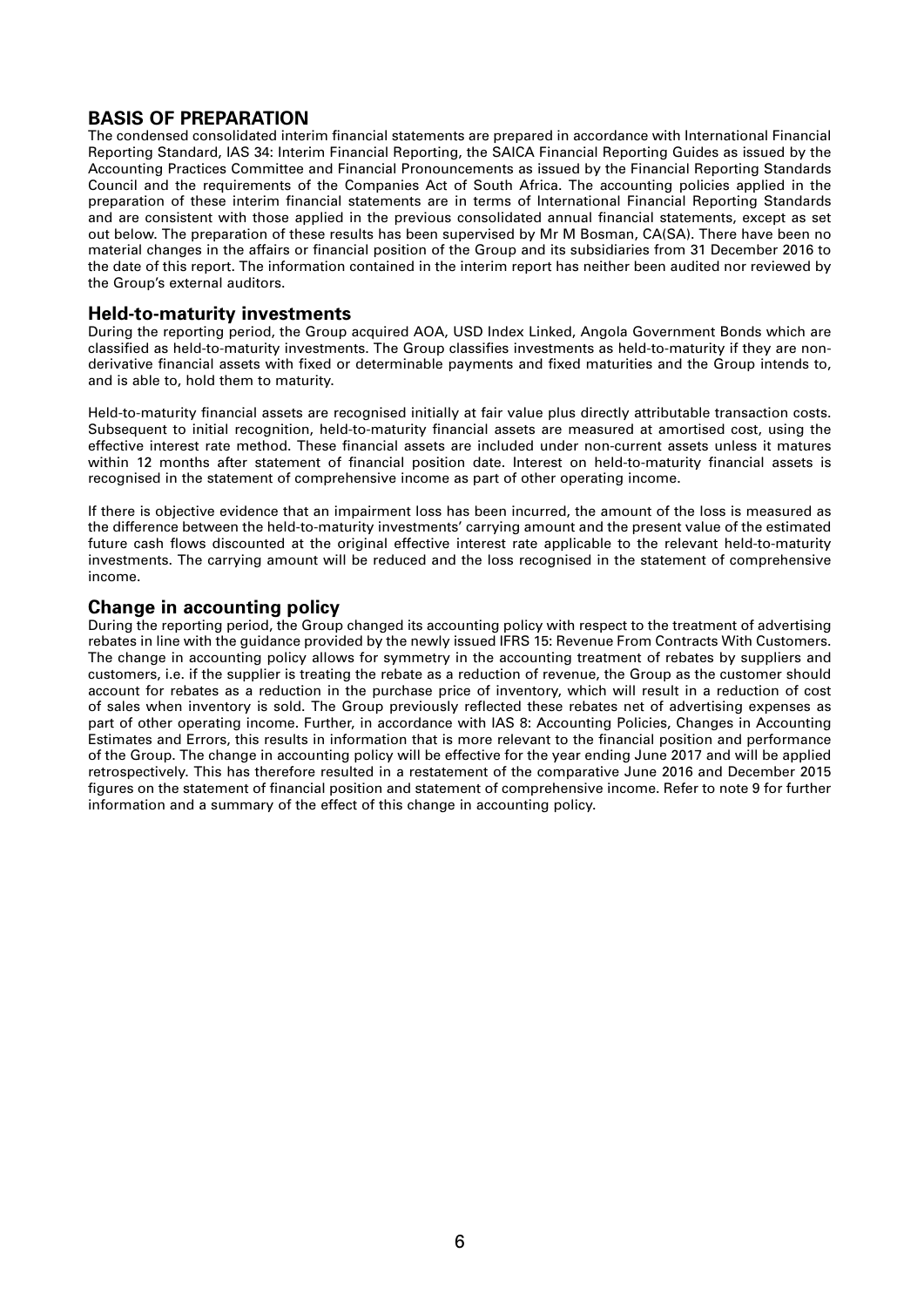## BASIS OF PREPARATION

The condensed consolidated interim financial statements are prepared in accordance with International Financial Reporting Standard, IAS 34: Interim Financial Reporting, the SAICA Financial Reporting Guides as issued by the Accounting Practices Committee and Financial Pronouncements as issued by the Financial Reporting Standards Council and the requirements of the Companies Act of South Africa. The accounting policies applied in the preparation of these interim financial statements are in terms of International Financial Reporting Standards and are consistent with those applied in the previous consolidated annual financial statements, except as set out below. The preparation of these results has been supervised by Mr M Bosman, CA(SA). There have been no material changes in the affairs or financial position of the Group and its subsidiaries from 31 December 2016 to the date of this report. The information contained in the interim report has neither been audited nor reviewed by the Group's external auditors.

### Held-to-maturity investments

During the reporting period, the Group acquired AOA, USD Index Linked, Angola Government Bonds which are classified as held-to-maturity investments. The Group classifies investments as held-to-maturity if they are non-derivative financial assets with fixed or determinable payments and fixed maturities and the Group intends to, and is able to, hold them to maturity.

Held-to-maturity financial assets are recognised initially at fair value plus directly attributable transaction costs. Subsequent to initial recognition, held-to-maturity financial assets are measured at amortised cost, using the effective interest rate method. These financial assets are included under non-current assets unless it matures within 12 months after statement of financial position date. Interest on held-to-maturity financial assets is recognised in the statement of comprehensive income as part of other operating income.

If there is objective evidence that an impairment loss has been incurred, the amount of the loss is measured as the difference between the held-to-maturity investments' carrying amount and the present value of the estimated future cash flows discounted at the original effective interest rate applicable to the relevant held-to-maturity investments. The carrying amount will be reduced and the loss recognised in the statement of comprehensive income.

### Change in accounting policy

During the reporting period, the Group changed its accounting policy with respect to the treatment of advertising rebates in line with the guidance provided by the newly issued IFRS 15: Revenue From Contracts With Customers. The change in accounting policy allows for symmetry in the accounting treatment of rebates by suppliers and customers, i.e. if the supplier is treating the rebate as a reduction of revenue, the Group as the customer should account for rebates as a reduction in the purchase price of inventory, which will result in a reduction of cost of sales when inventory is sold. The Group previously reflected these rebates net of advertising expenses as part of other operating income. Further, in accordance with IAS 8: Accounting Policies, Changes in Accounting Estimates and Errors, this results in information that is more relevant to the financial position and performance of the Group. The change in accounting policy will be effective for the year ending June 2017 and will be applied retrospectively. This has therefore resulted in a restatement of the comparative June 2016 and December 2015 figures on the statement of financial position and statement of comprehensive income. Refer to note 9 for further information and a summary of the effect of this change in accounting policy.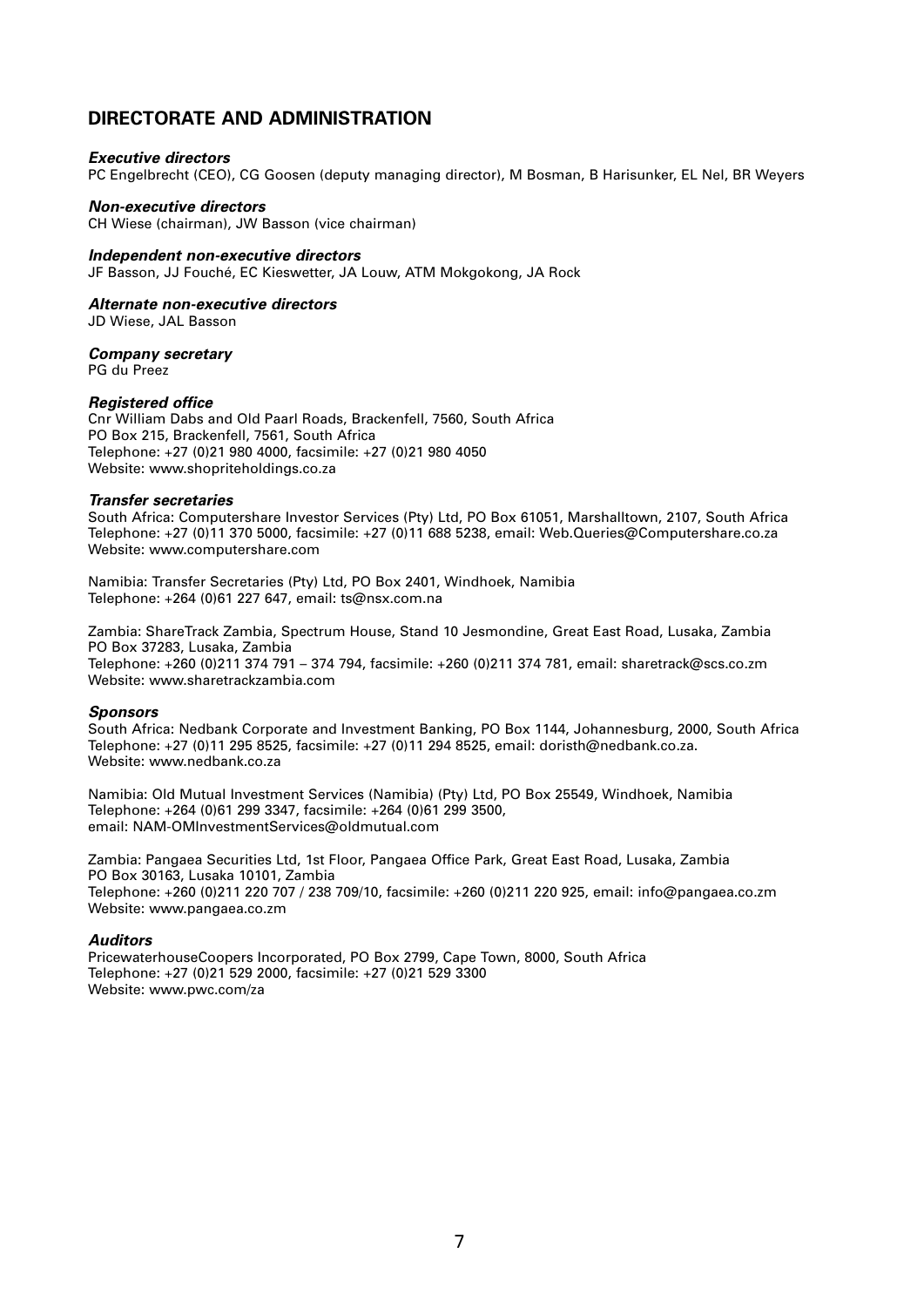## DIRECTORATE AND ADMINISTRATION

***Executive directors***
PC Engelbrecht (CEO), CG Goosen (deputy managing director), M Bosman, B Harisunker, EL Nel, BR Weyers

***Non-executive directors***
CH Wiese (chairman), JW Basson (vice chairman)

***Independent non-executive directors***
JF Basson, JJ Fouché, EC Kieswetter, JA Louw, ATM Mokgokong, JA Rock

***Alternate non-executive directors***
JD Wiese, JAL Basson

***Company secretary***
PG du Preez

***Registered office***
Cnr William Dabs and Old Paarl Roads, Brackenfell, 7560, South Africa
PO Box 215, Brackenfell, 7561, South Africa
Telephone: +27 (0)21 980 4000, facsimile: +27 (0)21 980 4050
Website: www.shopriteholdings.co.za

***Transfer secretaries***
South Africa: Computershare Investor Services (Pty) Ltd, PO Box 61051, Marshalltown, 2107, South Africa
Telephone: +27 (0)11 370 5000, facsimile: +27 (0)11 688 5238, email: Web.Queries@Computershare.co.za
Website: www.computershare.com

Namibia: Transfer Secretaries (Pty) Ltd, PO Box 2401, Windhoek, Namibia
Telephone: +264 (0)61 227 647, email: ts@nsx.com.na

Zambia: ShareTrack Zambia, Spectrum House, Stand 10 Jesmondine, Great East Road, Lusaka, Zambia
PO Box 37283, Lusaka, Zambia
Telephone: +260 (0)211 374 791 – 374 794, facsimile: +260 (0)211 374 781, email: sharetrack@scs.co.zm
Website: www.sharetrackzambia.com

***Sponsors***
South Africa: Nedbank Corporate and Investment Banking, PO Box 1144, Johannesburg, 2000, South Africa
Telephone: +27 (0)11 295 8525, facsimile: +27 (0)11 294 8525, email: doristh@nedbank.co.za.
Website: www.nedbank.co.za

Namibia: Old Mutual Investment Services (Namibia) (Pty) Ltd, PO Box 25549, Windhoek, Namibia
Telephone: +264 (0)61 299 3347, facsimile: +264 (0)61 299 3500,
email: NAM-OMInvestmentServices@oldmutual.com

Zambia: Pangaea Securities Ltd, 1st Floor, Pangaea Office Park, Great East Road, Lusaka, Zambia
PO Box 30163, Lusaka 10101, Zambia
Telephone: +260 (0)211 220 707 / 238 709/10, facsimile: +260 (0)211 220 925, email: info@pangaea.co.zm
Website: www.pangaea.co.zm

***Auditors***
PricewaterhouseCoopers Incorporated, PO Box 2799, Cape Town, 8000, South Africa
Telephone: +27 (0)21 529 2000, facsimile: +27 (0)21 529 3300
Website: www.pwc.com/za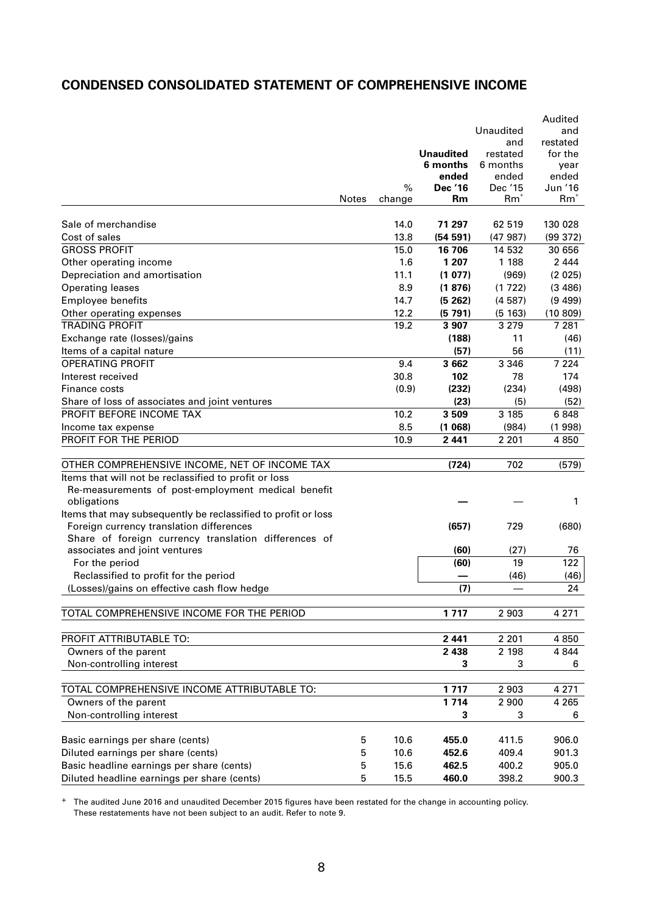## CONDENSED CONSOLIDATED STATEMENT OF COMPREHENSIVE INCOME

| | Notes | % change | **Unaudited 6 months ended Dec '16 Rm** | Unaudited and restated 6 months ended Dec '15 Rm+ | Audited and restated for the year ended Jun '16 Rm+ |
|---|---|---|---|---|---|
| Sale of merchandise | | 14.0 | **71 297** | 62 519 | 130 028 |
| Cost of sales | | 13.8 | **(54 591)** | (47 987) | (99 372) |
| GROSS PROFIT | | 15.0 | **16 706** | 14 532 | 30 656 |
| Other operating income | | 1.6 | **1 207** | 1 188 | 2 444 |
| Depreciation and amortisation | | 11.1 | **(1 077)** | (969) | (2 025) |
| Operating leases | | 8.9 | **(1 876)** | (1 722) | (3 486) |
| Employee benefits | | 14.7 | **(5 262)** | (4 587) | (9 499) |
| Other operating expenses | | 12.2 | **(5 791)** | (5 163) | (10 809) |
| TRADING PROFIT | | 19.2 | **3 907** | 3 279 | 7 281 |
| Exchange rate (losses)/gains | | | **(188)** | 11 | (46) |
| Items of a capital nature | | | **(57)** | 56 | (11) |
| OPERATING PROFIT | | 9.4 | **3 662** | 3 346 | 7 224 |
| Interest received | | 30.8 | **102** | 78 | 174 |
| Finance costs | | (0.9) | **(232)** | (234) | (498) |
| Share of loss of associates and joint ventures | | | **(23)** | (5) | (52) |
| PROFIT BEFORE INCOME TAX | | 10.2 | **3 509** | 3 185 | 6 848 |
| Income tax expense | | 8.5 | **(1 068)** | (984) | (1 998) |
| PROFIT FOR THE PERIOD | | 10.9 | **2 441** | 2 201 | 4 850 |
| | | | | | |
| OTHER COMPREHENSIVE INCOME, NET OF INCOME TAX | | | **(724)** | 702 | (579) |
| Items that will not be reclassified to profit or loss | | | | | |
| Re-measurements of post-employment medical benefit obligations | | | **—** | — | 1 |
| Items that may subsequently be reclassified to profit or loss | | | | | |
| Foreign currency translation differences | | | **(657)** | 729 | (680) |
| Share of foreign currency translation differences of associates and joint ventures | | | **(60)** | (27) | 76 |
| For the period | | | **(60)** | 19 | 122 |
| Reclassified to profit for the period | | | **—** | (46) | (46) |
| (Losses)/gains on effective cash flow hedge | | | **(7)** | — | 24 |
| | | | | | |
| TOTAL COMPREHENSIVE INCOME FOR THE PERIOD | | | **1 717** | 2 903 | 4 271 |
| | | | | | |
| PROFIT ATTRIBUTABLE TO: | | | **2 441** | 2 201 | 4 850 |
| Owners of the parent | | | **2 438** | 2 198 | 4 844 |
| Non-controlling interest | | | **3** | 3 | 6 |
| | | | | | |
| TOTAL COMPREHENSIVE INCOME ATTRIBUTABLE TO: | | | **1 717** | 2 903 | 4 271 |
| Owners of the parent | | | **1 714** | 2 900 | 4 265 |
| Non-controlling interest | | | **3** | 3 | 6 |
| | | | | | |
| Basic earnings per share (cents) | 5 | 10.6 | **455.0** | 411.5 | 906.0 |
| Diluted earnings per share (cents) | 5 | 10.6 | **452.6** | 409.4 | 901.3 |
| Basic headline earnings per share (cents) | 5 | 15.6 | **462.5** | 400.2 | 905.0 |
| Diluted headline earnings per share (cents) | 5 | 15.5 | **460.0** | 398.2 | 900.3 |

+ The audited June 2016 and unaudited December 2015 figures have been restated for the change in accounting policy. These restatements have not been subject to an audit. Refer to note 9.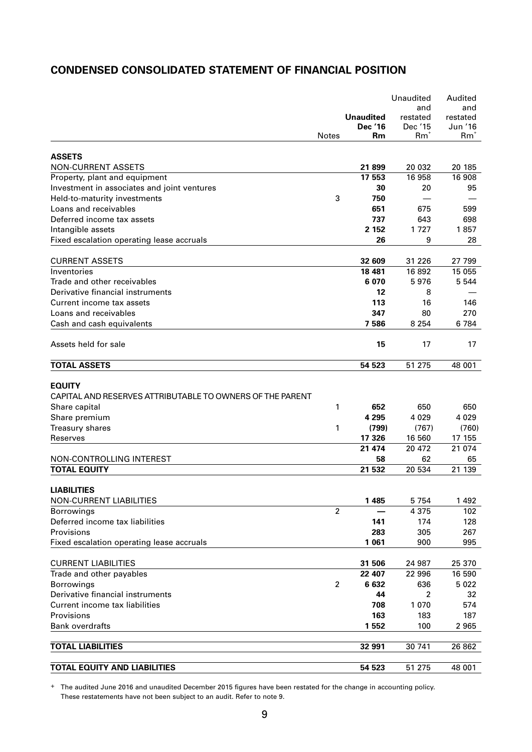## CONDENSED CONSOLIDATED STATEMENT OF FINANCIAL POSITION

| | Notes | Unaudited Dec '16 Rm | Unaudited and restated Dec '15 Rm[+] | Audited and restated Jun '16 Rm[+] |
|---|---|---|---|---|
| **ASSETS** | | | | |
| NON-CURRENT ASSETS | | **21 899** | 20 032 | 20 185 |
| Property, plant and equipment | | **17 553** | 16 958 | 16 908 |
| Investment in associates and joint ventures | | **30** | 20 | 95 |
| Held-to-maturity investments | 3 | **750** | — | — |
| Loans and receivables | | **651** | 675 | 599 |
| Deferred income tax assets | | **737** | 643 | 698 |
| Intangible assets | | **2 152** | 1 727 | 1 857 |
| Fixed escalation operating lease accruals | | **26** | 9 | 28 |
| CURRENT ASSETS | | **32 609** | 31 226 | 27 799 |
| Inventories | | **18 481** | 16 892 | 15 055 |
| Trade and other receivables | | **6 070** | 5 976 | 5 544 |
| Derivative financial instruments | | **12** | 8 | — |
| Current income tax assets | | **113** | 16 | 146 |
| Loans and receivables | | **347** | 80 | 270 |
| Cash and cash equivalents | | **7 586** | 8 254 | 6 784 |
| Assets held for sale | | **15** | 17 | 17 |
| **TOTAL ASSETS** | | **54 523** | 51 275 | 48 001 |
| **EQUITY** | | | | |
| CAPITAL AND RESERVES ATTRIBUTABLE TO OWNERS OF THE PARENT | | | | |
| Share capital | 1 | **652** | 650 | 650 |
| Share premium | | **4 295** | 4 029 | 4 029 |
| Treasury shares | 1 | **(799)** | (767) | (760) |
| Reserves | | **17 326** | 16 560 | 17 155 |
| | | **21 474** | 20 472 | 21 074 |
| NON-CONTROLLING INTEREST | | **58** | 62 | 65 |
| **TOTAL EQUITY** | | **21 532** | 20 534 | 21 139 |
| **LIABILITIES** | | | | |
| NON-CURRENT LIABILITIES | | **1 485** | 5 754 | 1 492 |
| Borrowings | 2 | **—** | 4 375 | 102 |
| Deferred income tax liabilities | | **141** | 174 | 128 |
| Provisions | | **283** | 305 | 267 |
| Fixed escalation operating lease accruals | | **1 061** | 900 | 995 |
| CURRENT LIABILITIES | | **31 506** | 24 987 | 25 370 |
| Trade and other payables | | **22 407** | 22 996 | 16 590 |
| Borrowings | 2 | **6 632** | 636 | 5 022 |
| Derivative financial instruments | | **44** | 2 | 32 |
| Current income tax liabilities | | **708** | 1 070 | 574 |
| Provisions | | **163** | 183 | 187 |
| Bank overdrafts | | **1 552** | 100 | 2 965 |
| **TOTAL LIABILITIES** | | **32 991** | 30 741 | 26 862 |
| **TOTAL EQUITY AND LIABILITIES** | | **54 523** | 51 275 | 48 001 |

+ The audited June 2016 and unaudited December 2015 figures have been restated for the change in accounting policy. These restatements have not been subject to an audit. Refer to note 9.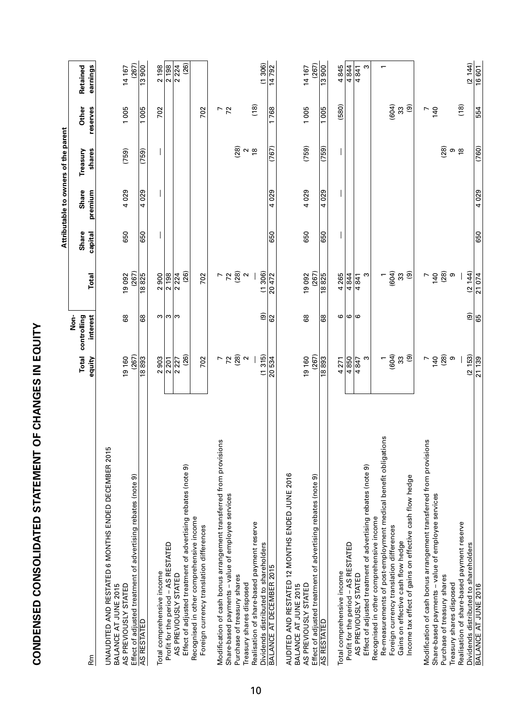# CONDENSED CONSOLIDATED STATEMENT OF CHANGES IN EQUITY

| Rm | Total equity | Non-controlling interest | Total | Share capital | Share premium | Treasury shares | Other reserves | Retained earnings |
|---|---|---|---|---|---|---|---|---|
| | | | Attributable to owners of the parent | | | | | |
| **UNAUDITED AND RESTATED 6 MONTHS ENDED DECEMBER 2015** | | | | | | | | |
| BALANCE AT JUNE 2015 | | | | | | | | |
| AS PREVIOUSLY STATED | 19 160 | 68 | 19 092 | 650 | 4 029 | (759) | 1 005 | 14 167 |
| Effect of adjusted treatment of advertising rebates (note 9) | (267) | | (267) | | | | | (267) |
| AS RESTATED | 18 893 | 68 | 18 825 | 650 | 4 029 | (759) | 1 005 | 13 900 |
| Total comprehensive income | 2 903 | 3 | 2 900 | — | — | — | 702 | 2 198 |
| Profit for the period – AS RESTATED | 2 201 | 3 | 2 198 | | | | | 2 198 |
| AS PREVIOUSLY STATED | 2 227 | 3 | 2 224 | | | | | 2 224 |
| Effect of adjusted treatment of advertising rebates (note 9) | (26) | | (26) | | | | | (26) |
| Recognised in other comprehensive income | | | | | | | | |
| Foreign currency translation differences | 702 | | 702 | | | | 702 | |
| Modification of cash bonus arrangement transferred from provisions | 7 | | 7 | | | | 7 | |
| Share-based payments – value of employee services | 72 | | 72 | | | | 72 | |
| Purchase of treasury shares | (28) | | (28) | | | (28) | | |
| Treasury shares disposed | 2 | | 2 | | | 2 | | |
| Realisation of share-based payment reserve | — | | — | | | 18 | (18) | |
| Dividends distributed to shareholders | (1 315) | (9) | (1 306) | | | | | (1 306) |
| BALANCE AT DECEMBER 2015 | 20 534 | 62 | 20 472 | 650 | 4 029 | (767) | 1 768 | 14 792 |
| **AUDITED AND RESTATED 12 MONTHS ENDED JUNE 2016** | | | | | | | | |
| BALANCE AT JUNE 2015 | | | | | | | | |
| AS PREVIOUSLY STATED | 19 160 | 68 | 19 092 | 650 | 4 029 | (759) | 1 005 | 14 167 |
| Effect of adjusted treatment of advertising rebates (note 9) | (267) | | (267) | | | | | (267) |
| AS RESTATED | 18 893 | 68 | 18 825 | 650 | 4 029 | (759) | 1 005 | 13 900 |
| Total comprehensive income | 4 271 | 6 | 4 265 | — | — | — | (580) | 4 845 |
| Profit for the period – AS RESTATED | 4 850 | 6 | 4 844 | | | | | 4 844 |
| AS PREVIOUSLY STATED | 4 847 | 6 | 4 841 | | | | | 4 841 |
| Effect of adjusted treatment of advertising rebates (note 9) | 3 | | 3 | | | | | 3 |
| Recognised in other comprehensive income | | | | | | | | |
| Re-measurements of post-employment medical benefit obligations | 1 | | 1 | | | | | 1 |
| Foreign currency translation differences | (604) | | (604) | | | | (604) | |
| Gains on effective cash flow hedge | 33 | | 33 | | | | 33 | |
| Income tax effect of gains on effective cash flow hedge | (9) | | (9) | | | | (9) | |
| Modification of cash bonus arrangement transferred from provisions | 7 | | 7 | | | | 7 | |
| Share-based payments – value of employee services | 140 | | 140 | | | | 140 | |
| Purchase of treasury shares | (28) | | (28) | | | (28) | | |
| Treasury shares disposed | 9 | | 9 | | | 9 | | |
| Realisation of share-based payment reserve | — | | — | | | 18 | (18) | |
| Dividends distributed to shareholders | (2 153) | (9) | (2 144) | | | | | (2 144) |
| BALANCE AT JUNE 2016 | 21 139 | 65 | 21 074 | 650 | 4 029 | (760) | 554 | 16 601 |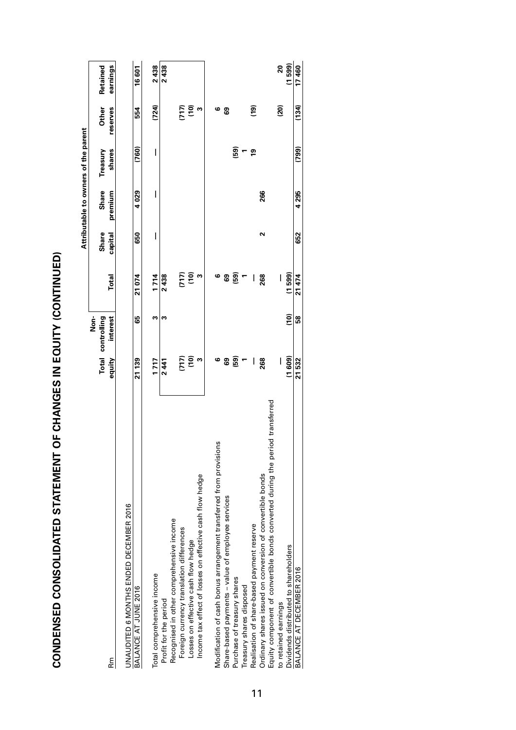# CONDENSED CONSOLIDATED STATEMENT OF CHANGES IN EQUITY (CONTINUED)

| Rm | Total equity | Non-controlling interest | Total | Share capital | Share premium | Treasury shares | Other reserves | Retained earnings |
|---|---|---|---|---|---|---|---|---|
| | | | | Attributable to owners of the parent | | | | |
| UNAUDITED 6 MONTHS ENDED DECEMBER 2016 | | | | | | | | |
| BALANCE AT JUNE 2016 | 21 139 | 65 | 21 074 | 650 | 4 029 | (760) | 554 | 16 601 |
| Total comprehensive income | 1 717 | 3 | 1 714 | — | — | — | (724) | 2 438 |
| Profit for the period | 2 441 | 3 | 2 438 | | | | | 2 438 |
| Recognised in other comprehensive income | | | | | | | | |
| Foreign currency translation differences | (717) | | (717) | | | | (717) | |
| Losses on effective cash flow hedge | (10) | | (10) | | | | (10) | |
| Income tax effect of losses on effective cash flow hedge | 3 | | 3 | | | | 3 | |
| Modification of cash bonus arrangement transferred from provisions | 6 | | 6 | | | | 6 | |
| Share-based payments – value of employee services | 69 | | 69 | | | | 69 | |
| Purchase of treasury shares | (59) | | (59) | | | (59) | | |
| Treasury shares disposed | 1 | | 1 | | | 1 | | |
| Realisation of share-based payment reserve | — | | — | | | 19 | (19) | |
| Ordinary shares issued on conversion of convertible bonds | 268 | | 268 | 2 | 266 | | | |
| Equity component of convertible bonds converted during the period transferred to retained earnings | — | | — | | | | (20) | 20 |
| Dividends distributed to shareholders | (1 609) | (10) | (1 599) | | | | | (1 599) |
| BALANCE AT DECEMBER 2016 | 21 532 | 58 | 21 474 | 652 | 4 295 | (799) | (134) | 17 460 |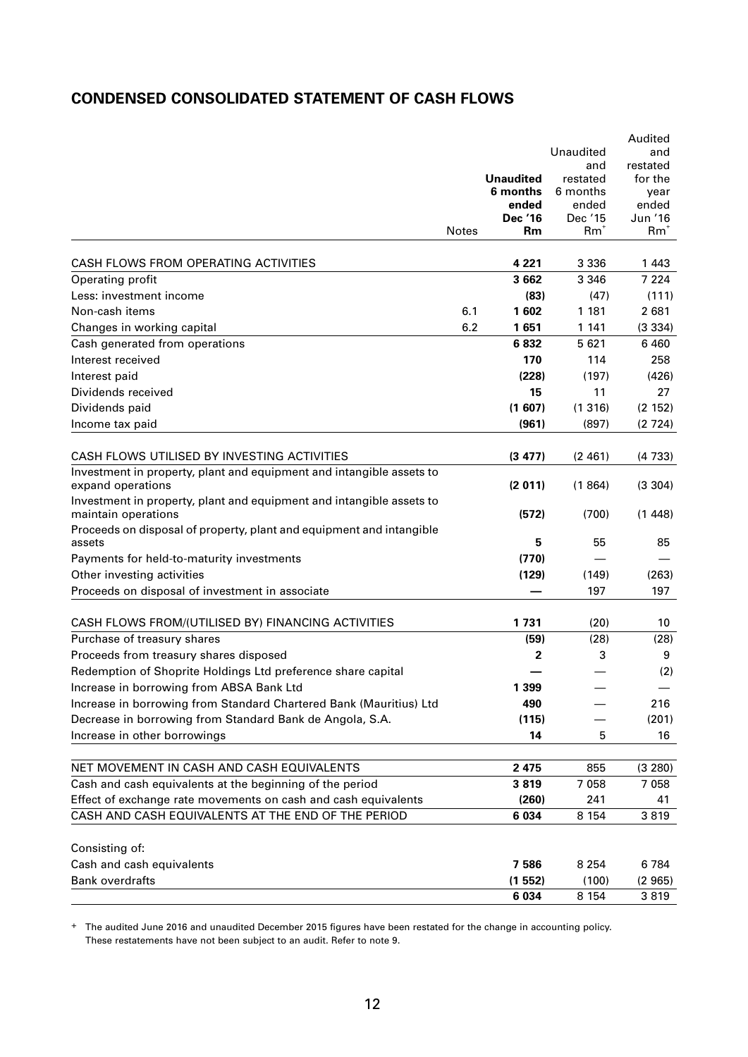## CONDENSED CONSOLIDATED STATEMENT OF CASH FLOWS

| | Notes | **Unaudited 6 months ended Dec '16 Rm** | Unaudited and restated 6 months ended Dec '15 Rm[+] | Audited and restated for the year ended Jun '16 Rm[+] |
|---|---|---|---|---|
| CASH FLOWS FROM OPERATING ACTIVITIES | | **4 221** | 3 336 | 1 443 |
| Operating profit | | **3 662** | 3 346 | 7 224 |
| Less: investment income | | **(83)** | (47) | (111) |
| Non-cash items | 6.1 | **1 602** | 1 181 | 2 681 |
| Changes in working capital | 6.2 | **1 651** | 1 141 | (3 334) |
| Cash generated from operations | | **6 832** | 5 621 | 6 460 |
| Interest received | | **170** | 114 | 258 |
| Interest paid | | **(228)** | (197) | (426) |
| Dividends received | | **15** | 11 | 27 |
| Dividends paid | | **(1 607)** | (1 316) | (2 152) |
| Income tax paid | | **(961)** | (897) | (2 724) |
| | | | | |
| CASH FLOWS UTILISED BY INVESTING ACTIVITIES | | **(3 477)** | (2 461) | (4 733) |
| Investment in property, plant and equipment and intangible assets to expand operations | | **(2 011)** | (1 864) | (3 304) |
| Investment in property, plant and equipment and intangible assets to maintain operations | | **(572)** | (700) | (1 448) |
| Proceeds on disposal of property, plant and equipment and intangible assets | | **5** | 55 | 85 |
| Payments for held-to-maturity investments | | **(770)** | — | — |
| Other investing activities | | **(129)** | (149) | (263) |
| Proceeds on disposal of investment in associate | | **—** | 197 | 197 |
| | | | | |
| CASH FLOWS FROM/(UTILISED BY) FINANCING ACTIVITIES | | **1 731** | (20) | 10 |
| Purchase of treasury shares | | **(59)** | (28) | (28) |
| Proceeds from treasury shares disposed | | **2** | 3 | 9 |
| Redemption of Shoprite Holdings Ltd preference share capital | | **—** | — | (2) |
| Increase in borrowing from ABSA Bank Ltd | | **1 399** | — | — |
| Increase in borrowing from Standard Chartered Bank (Mauritius) Ltd | | **490** | — | 216 |
| Decrease in borrowing from Standard Bank de Angola, S.A. | | **(115)** | — | (201) |
| Increase in other borrowings | | **14** | 5 | 16 |
| | | | | |
| NET MOVEMENT IN CASH AND CASH EQUIVALENTS | | **2 475** | 855 | (3 280) |
| Cash and cash equivalents at the beginning of the period | | **3 819** | 7 058 | 7 058 |
| Effect of exchange rate movements on cash and cash equivalents | | **(260)** | 241 | 41 |
| CASH AND CASH EQUIVALENTS AT THE END OF THE PERIOD | | **6 034** | 8 154 | 3 819 |
| | | | | |
| Consisting of: | | | | |
| Cash and cash equivalents | | **7 586** | 8 254 | 6 784 |
| Bank overdrafts | | **(1 552)** | (100) | (2 965) |
| | | **6 034** | 8 154 | 3 819 |

[+] The audited June 2016 and unaudited December 2015 figures have been restated for the change in accounting policy. These restatements have not been subject to an audit. Refer to note 9.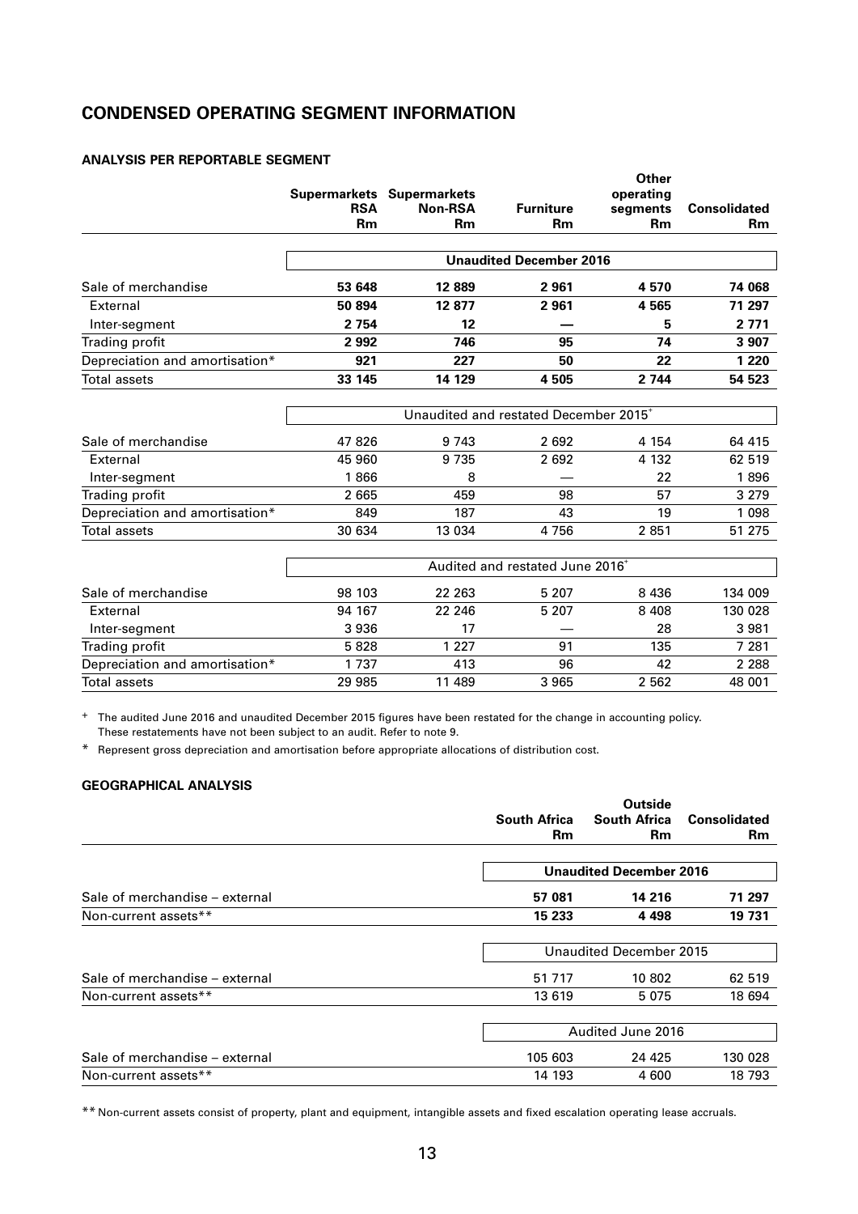## CONDENSED OPERATING SEGMENT INFORMATION

### ANALYSIS PER REPORTABLE SEGMENT

| | Supermarkets RSA Rm | Supermarkets Non-RSA Rm | Furniture Rm | Other operating segments Rm | Consolidated Rm |
|---|---|---|---|---|---|
| | **Unaudited December 2016** | | | | |
| Sale of merchandise | **53 648** | **12 889** | **2 961** | **4 570** | **74 068** |
| External | **50 894** | **12 877** | **2 961** | **4 565** | **71 297** |
| Inter-segment | **2 754** | **12** | **—** | **5** | **2 771** |
| Trading profit | **2 992** | **746** | **95** | **74** | **3 907** |
| Depreciation and amortisation* | **921** | **227** | **50** | **22** | **1 220** |
| Total assets | **33 145** | **14 129** | **4 505** | **2 744** | **54 523** |
| | Unaudited and restated December 2015+ | | | | |
| Sale of merchandise | 47 826 | 9 743 | 2 692 | 4 154 | 64 415 |
| External | 45 960 | 9 735 | 2 692 | 4 132 | 62 519 |
| Inter-segment | 1 866 | 8 | — | 22 | 1 896 |
| Trading profit | 2 665 | 459 | 98 | 57 | 3 279 |
| Depreciation and amortisation* | 849 | 187 | 43 | 19 | 1 098 |
| Total assets | 30 634 | 13 034 | 4 756 | 2 851 | 51 275 |
| | Audited and restated June 2016+ | | | | |
| Sale of merchandise | 98 103 | 22 263 | 5 207 | 8 436 | 134 009 |
| External | 94 167 | 22 246 | 5 207 | 8 408 | 130 028 |
| Inter-segment | 3 936 | 17 | — | 28 | 3 981 |
| Trading profit | 5 828 | 1 227 | 91 | 135 | 7 281 |
| Depreciation and amortisation* | 1 737 | 413 | 96 | 42 | 2 288 |
| Total assets | 29 985 | 11 489 | 3 965 | 2 562 | 48 001 |

+ The audited June 2016 and unaudited December 2015 figures have been restated for the change in accounting policy. These restatements have not been subject to an audit. Refer to note 9.

* Represent gross depreciation and amortisation before appropriate allocations of distribution cost.

### GEOGRAPHICAL ANALYSIS

| | South Africa Rm | Outside South Africa Rm | Consolidated Rm |
|---|---|---|---|
| | **Unaudited December 2016** | | |
| Sale of merchandise – external | **57 081** | **14 216** | **71 297** |
| Non-current assets** | **15 233** | **4 498** | **19 731** |
| | Unaudited December 2015 | | |
| Sale of merchandise – external | 51 717 | 10 802 | 62 519 |
| Non-current assets** | 13 619 | 5 075 | 18 694 |
| | Audited June 2016 | | |
| Sale of merchandise – external | 105 603 | 24 425 | 130 028 |
| Non-current assets** | 14 193 | 4 600 | 18 793 |

** Non-current assets consist of property, plant and equipment, intangible assets and fixed escalation operating lease accruals.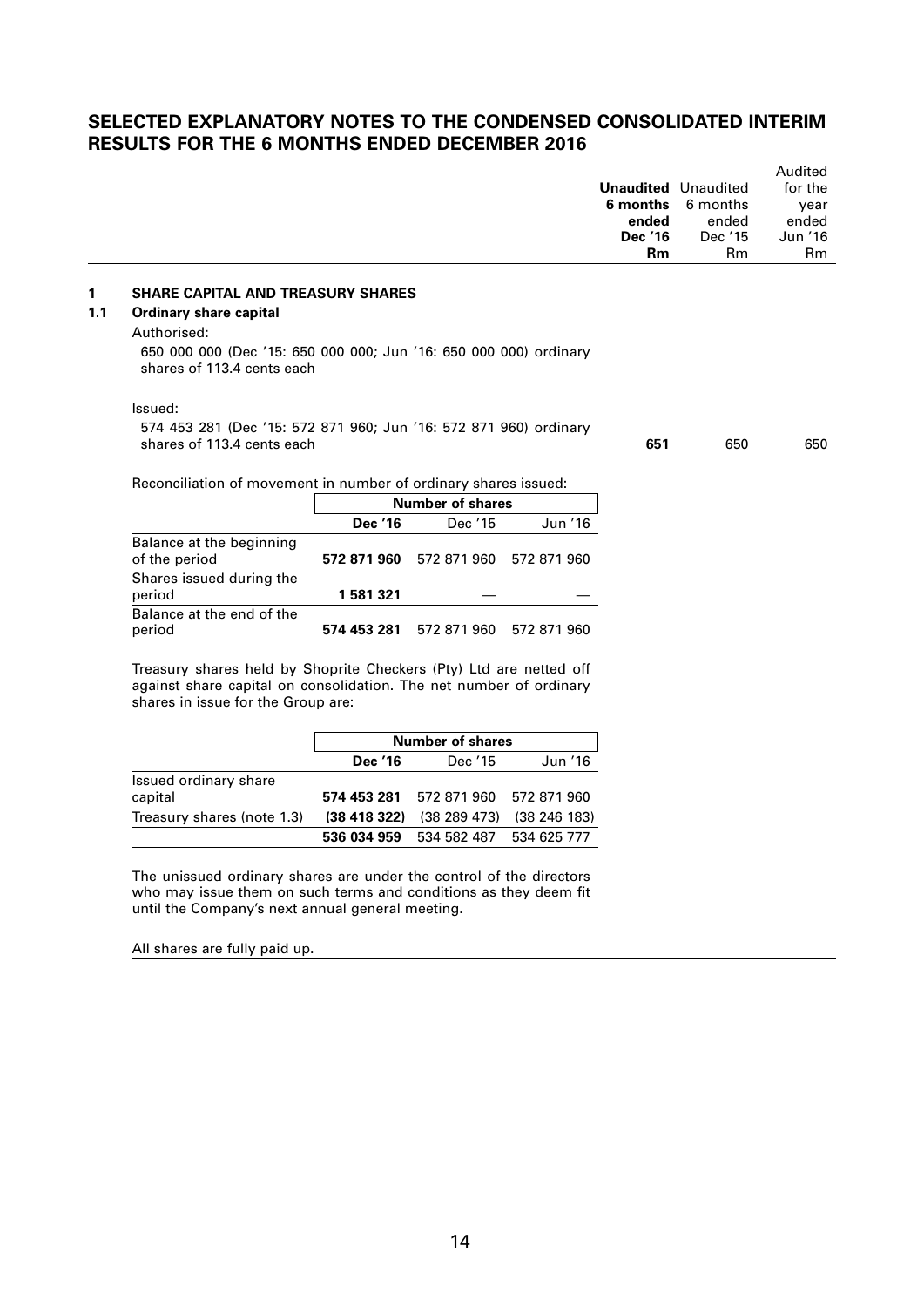# SELECTED EXPLANATORY NOTES TO THE CONDENSED CONSOLIDATED INTERIM RESULTS FOR THE 6 MONTHS ENDED DECEMBER 2016

| | **Unaudited 6 months ended Dec '16 Rm** | Unaudited 6 months ended Dec '15 Rm | Audited for the year ended Jun '16 Rm |
|---|---|---|---|

## 1 SHARE CAPITAL AND TREASURY SHARES

### 1.1 Ordinary share capital

Authorised:

650 000 000 (Dec '15: 650 000 000; Jun '16: 650 000 000) ordinary shares of 113.4 cents each

| | **Unaudited 6 months ended Dec '16 Rm** | Unaudited 6 months ended Dec '15 Rm | Audited for the year ended Jun '16 Rm |
|---|---|---|---|
| Issued: 574 453 281 (Dec '15: 572 871 960; Jun '16: 572 871 960) ordinary shares of 113.4 cents each | **651** | 650 | 650 |

Reconciliation of movement in number of ordinary shares issued:

| | Number of shares | | |
|---|---|---|---|
| | **Dec '16** | Dec '15 | Jun '16 |
| Balance at the beginning of the period | **572 871 960** | 572 871 960 | 572 871 960 |
| Shares issued during the period | **1 581 321** | — | — |
| Balance at the end of the period | **574 453 281** | 572 871 960 | 572 871 960 |

Treasury shares held by Shoprite Checkers (Pty) Ltd are netted off against share capital on consolidation. The net number of ordinary shares in issue for the Group are:

| | Number of shares | | |
|---|---|---|---|
| | **Dec '16** | Dec '15 | Jun '16 |
| Issued ordinary share capital | **574 453 281** | 572 871 960 | 572 871 960 |
| Treasury shares (note 1.3) | **(38 418 322)** | (38 289 473) | (38 246 183) |
| | **536 034 959** | 534 582 487 | 534 625 777 |

The unissued ordinary shares are under the control of the directors who may issue them on such terms and conditions as they deem fit until the Company's next annual general meeting.

All shares are fully paid up.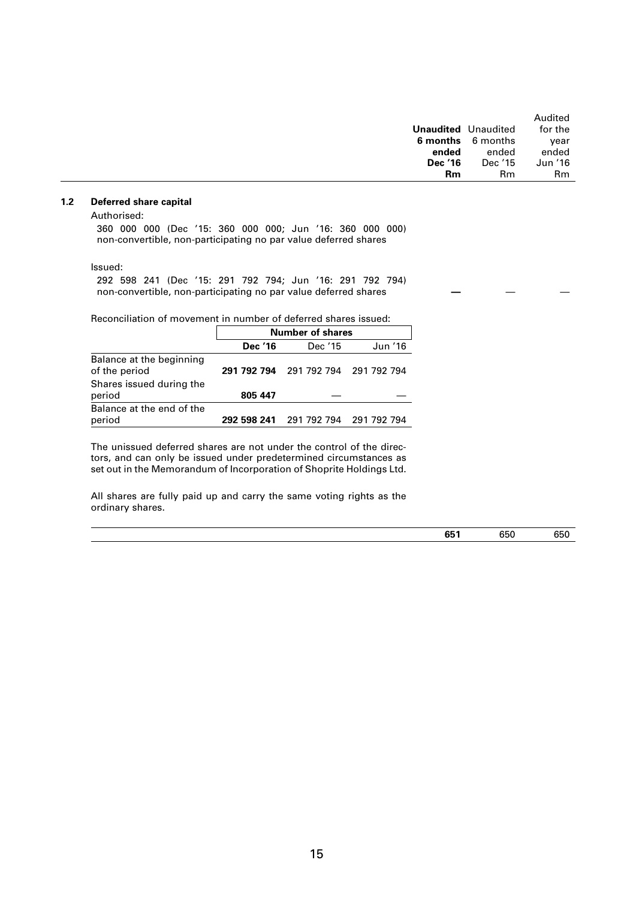| | Unaudited 6 months ended Dec '16 Rm | Unaudited 6 months ended Dec '15 Rm | Audited for the year ended Jun '16 Rm |
|---|---|---|---|

### 1.2 Deferred share capital

Authorised:

360 000 000 (Dec '15: 360 000 000; Jun '16: 360 000 000) non-convertible, non-participating no par value deferred shares

Issued:

| | Unaudited 6 months ended Dec '16 Rm | Unaudited 6 months ended Dec '15 Rm | Audited for the year ended Jun '16 Rm |
|---|---|---|---|
| 292 598 241 (Dec '15: 291 792 794; Jun '16: 291 792 794) non-convertible, non-participating no par value deferred shares | **—** | — | — |

Reconciliation of movement in number of deferred shares issued:

| | Number of shares | | |
|---|---|---|---|
| | **Dec '16** | Dec '15 | Jun '16 |
| Balance at the beginning of the period | **291 792 794** | 291 792 794 | 291 792 794 |
| Shares issued during the period | **805 447** | — | — |
| Balance at the end of the period | **292 598 241** | 291 792 794 | 291 792 794 |

The unissued deferred shares are not under the control of the directors, and can only be issued under predetermined circumstances as set out in the Memorandum of Incorporation of Shoprite Holdings Ltd.

All shares are fully paid up and carry the same voting rights as the ordinary shares.

| | Unaudited 6 months ended Dec '16 Rm | Unaudited 6 months ended Dec '15 Rm | Audited for the year ended Jun '16 Rm |
|---|---|---|---|
| | **651** | 650 | 650 |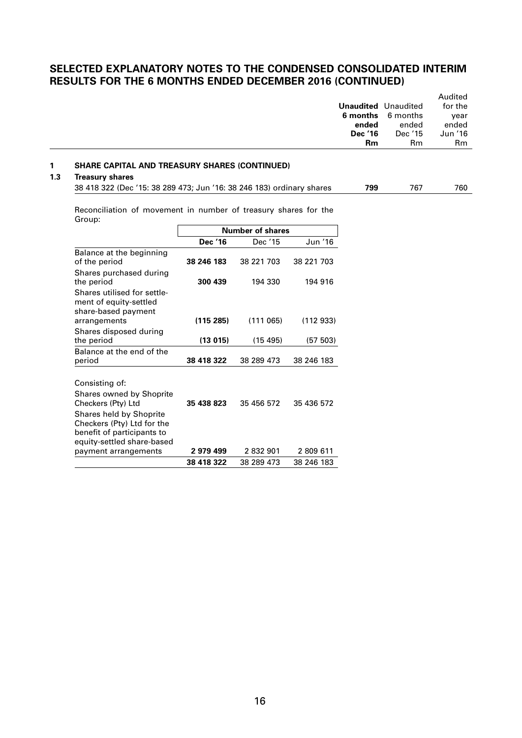## SELECTED EXPLANATORY NOTES TO THE CONDENSED CONSOLIDATED INTERIM RESULTS FOR THE 6 MONTHS ENDED DECEMBER 2016 (CONTINUED)

| | | **Unaudited 6 months ended Dec '16 Rm** | Unaudited 6 months ended Dec '15 Rm | Audited for the year ended Jun '16 Rm |
|---|---|---|---|---|
| **1** | **SHARE CAPITAL AND TREASURY SHARES (CONTINUED)** | | | |
| **1.3** | **Treasury shares** | | | |
| | 38 418 322 (Dec '15: 38 289 473; Jun '16: 38 246 183) ordinary shares | **799** | 767 | 760 |

Reconciliation of movement in number of treasury shares for the Group:

| | **Number of shares** | | |
|---|---|---|---|
| | **Dec '16** | Dec '15 | Jun '16 |
| Balance at the beginning of the period | **38 246 183** | 38 221 703 | 38 221 703 |
| Shares purchased during the period | **300 439** | 194 330 | 194 916 |
| Shares utilised for settlement of equity-settled share-based payment arrangements | **(115 285)** | (111 065) | (112 933) |
| Shares disposed during the period | **(13 015)** | (15 495) | (57 503) |
| Balance at the end of the period | **38 418 322** | 38 289 473 | 38 246 183 |
| Consisting of: | | | |
| Shares owned by Shoprite Checkers (Pty) Ltd | **35 438 823** | 35 456 572 | 35 436 572 |
| Shares held by Shoprite Checkers (Pty) Ltd for the benefit of participants to equity-settled share-based payment arrangements | **2 979 499** | 2 832 901 | 2 809 611 |
| | **38 418 322** | 38 289 473 | 38 246 183 |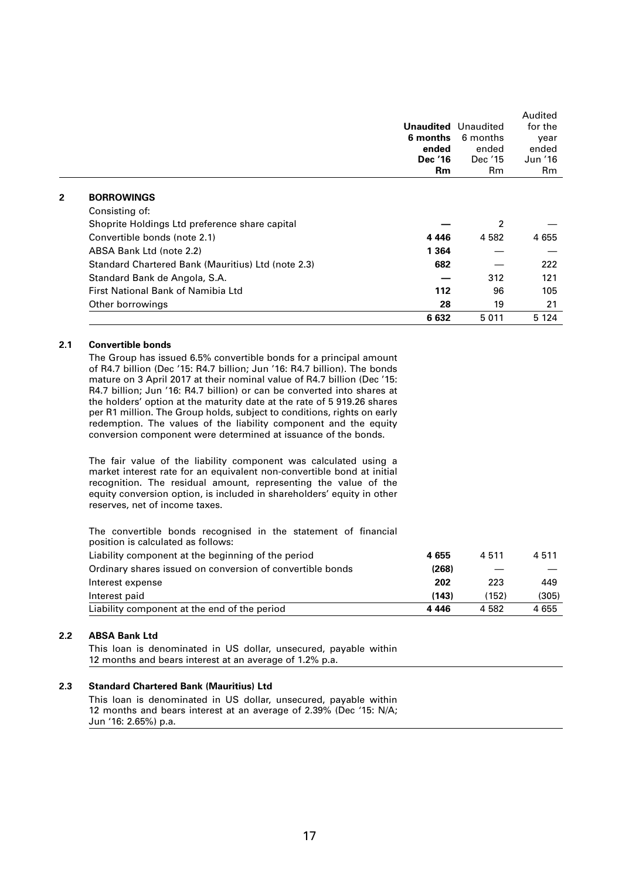| | Unaudited 6 months ended Dec '16 Rm | Unaudited 6 months ended Dec '15 Rm | Audited for the year ended Jun '16 Rm |
|---|---|---|---|

## 2 BORROWINGS

| Consisting of: | Dec '16 Rm | Dec '15 Rm | Jun '16 Rm |
|---|---|---|---|
| Shoprite Holdings Ltd preference share capital | **—** | 2 | — |
| Convertible bonds (note 2.1) | **4 446** | 4 582 | 4 655 |
| ABSA Bank Ltd (note 2.2) | **1 364** | — | — |
| Standard Chartered Bank (Mauritius) Ltd (note 2.3) | **682** | — | 222 |
| Standard Bank de Angola, S.A. | **—** | 312 | 121 |
| First National Bank of Namibia Ltd | **112** | 96 | 105 |
| Other borrowings | **28** | 19 | 21 |
| | **6 632** | 5 011 | 5 124 |

### 2.1 Convertible bonds

The Group has issued 6.5% convertible bonds for a principal amount of R4.7 billion (Dec '15: R4.7 billion; Jun '16: R4.7 billion). The bonds mature on 3 April 2017 at their nominal value of R4.7 billion (Dec '15: R4.7 billion; Jun '16: R4.7 billion) or can be converted into shares at the holders' option at the maturity date at the rate of 5 919.26 shares per R1 million. The Group holds, subject to conditions, rights on early redemption. The values of the liability component and the equity conversion component were determined at issuance of the bonds.

The fair value of the liability component was calculated using a market interest rate for an equivalent non-convertible bond at initial recognition. The residual amount, representing the value of the equity conversion option, is included in shareholders' equity in other reserves, net of income taxes.

The convertible bonds recognised in the statement of financial position is calculated as follows:

| | Dec '16 Rm | Dec '15 Rm | Jun '16 Rm |
|---|---|---|---|
| Liability component at the beginning of the period | **4 655** | 4 511 | 4 511 |
| Ordinary shares issued on conversion of convertible bonds | **(268)** | — | — |
| Interest expense | **202** | 223 | 449 |
| Interest paid | **(143)** | (152) | (305) |
| Liability component at the end of the period | **4 446** | 4 582 | 4 655 |

### 2.2 ABSA Bank Ltd

This loan is denominated in US dollar, unsecured, payable within 12 months and bears interest at an average of 1.2% p.a.

### 2.3 Standard Chartered Bank (Mauritius) Ltd

This loan is denominated in US dollar, unsecured, payable within 12 months and bears interest at an average of 2.39% (Dec '15: N/A; Jun '16: 2.65%) p.a.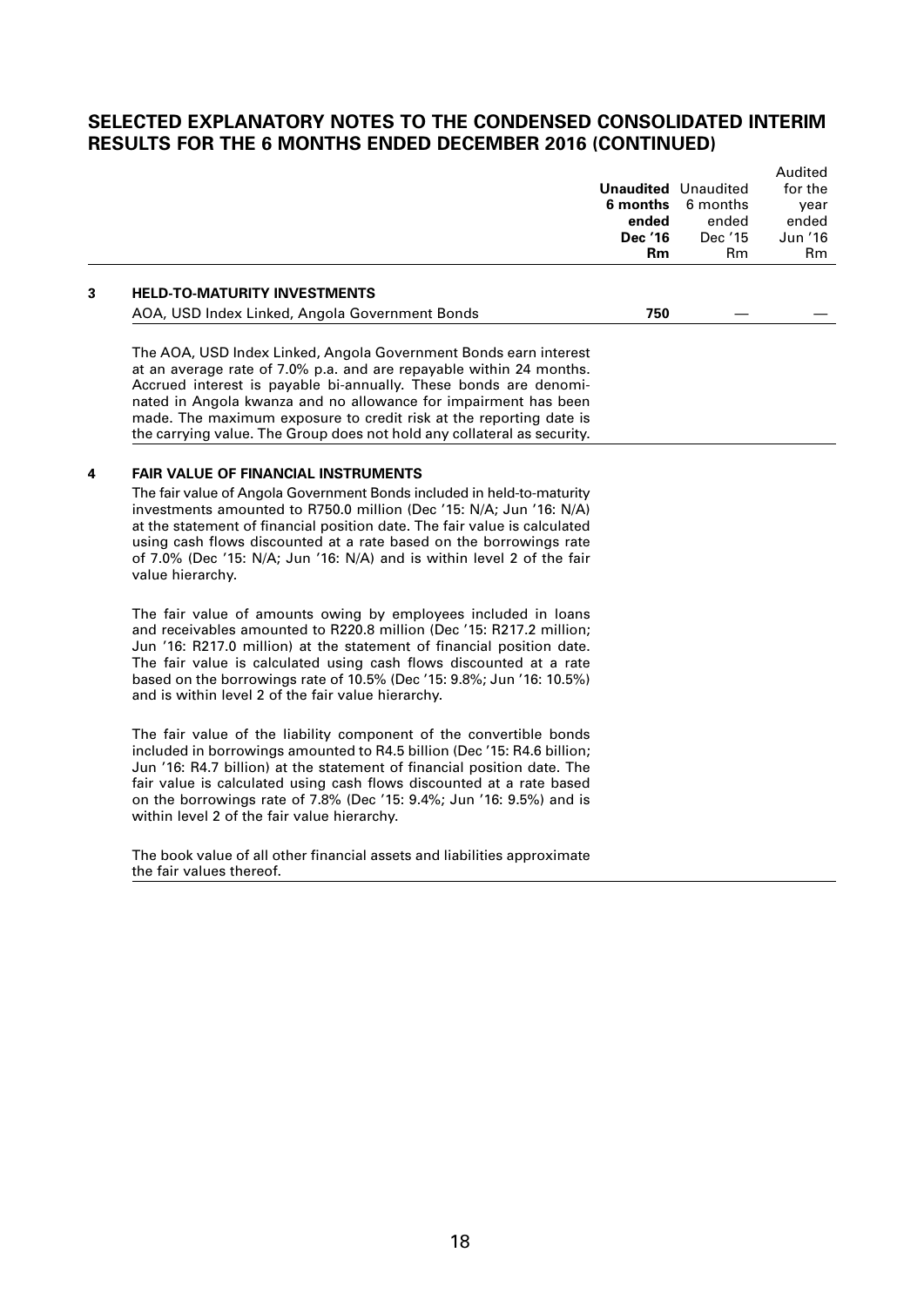## SELECTED EXPLANATORY NOTES TO THE CONDENSED CONSOLIDATED INTERIM RESULTS FOR THE 6 MONTHS ENDED DECEMBER 2016 (CONTINUED)

| | | **Unaudited 6 months ended Dec '16 Rm** | Unaudited 6 months ended Dec '15 Rm | Audited for the year ended Jun '16 Rm |
|---|---|---|---|---|
| **3** | **HELD-TO-MATURITY INVESTMENTS** | | | |
| | AOA, USD Index Linked, Angola Government Bonds | **750** | — | — |

The AOA, USD Index Linked, Angola Government Bonds earn interest at an average rate of 7.0% p.a. and are repayable within 24 months. Accrued interest is payable bi-annually. These bonds are denominated in Angola kwanza and no allowance for impairment has been made. The maximum exposure to credit risk at the reporting date is the carrying value. The Group does not hold any collateral as security.

### 4 FAIR VALUE OF FINANCIAL INSTRUMENTS

The fair value of Angola Government Bonds included in held-to-maturity investments amounted to R750.0 million (Dec '15: N/A; Jun '16: N/A) at the statement of financial position date. The fair value is calculated using cash flows discounted at a rate based on the borrowings rate of 7.0% (Dec '15: N/A; Jun '16: N/A) and is within level 2 of the fair value hierarchy.

The fair value of amounts owing by employees included in loans and receivables amounted to R220.8 million (Dec '15: R217.2 million; Jun '16: R217.0 million) at the statement of financial position date. The fair value is calculated using cash flows discounted at a rate based on the borrowings rate of 10.5% (Dec '15: 9.8%; Jun '16: 10.5%) and is within level 2 of the fair value hierarchy.

The fair value of the liability component of the convertible bonds included in borrowings amounted to R4.5 billion (Dec '15: R4.6 billion; Jun '16: R4.7 billion) at the statement of financial position date. The fair value is calculated using cash flows discounted at a rate based on the borrowings rate of 7.8% (Dec '15: 9.4%; Jun '16: 9.5%) and is within level 2 of the fair value hierarchy.

The book value of all other financial assets and liabilities approximate the fair values thereof.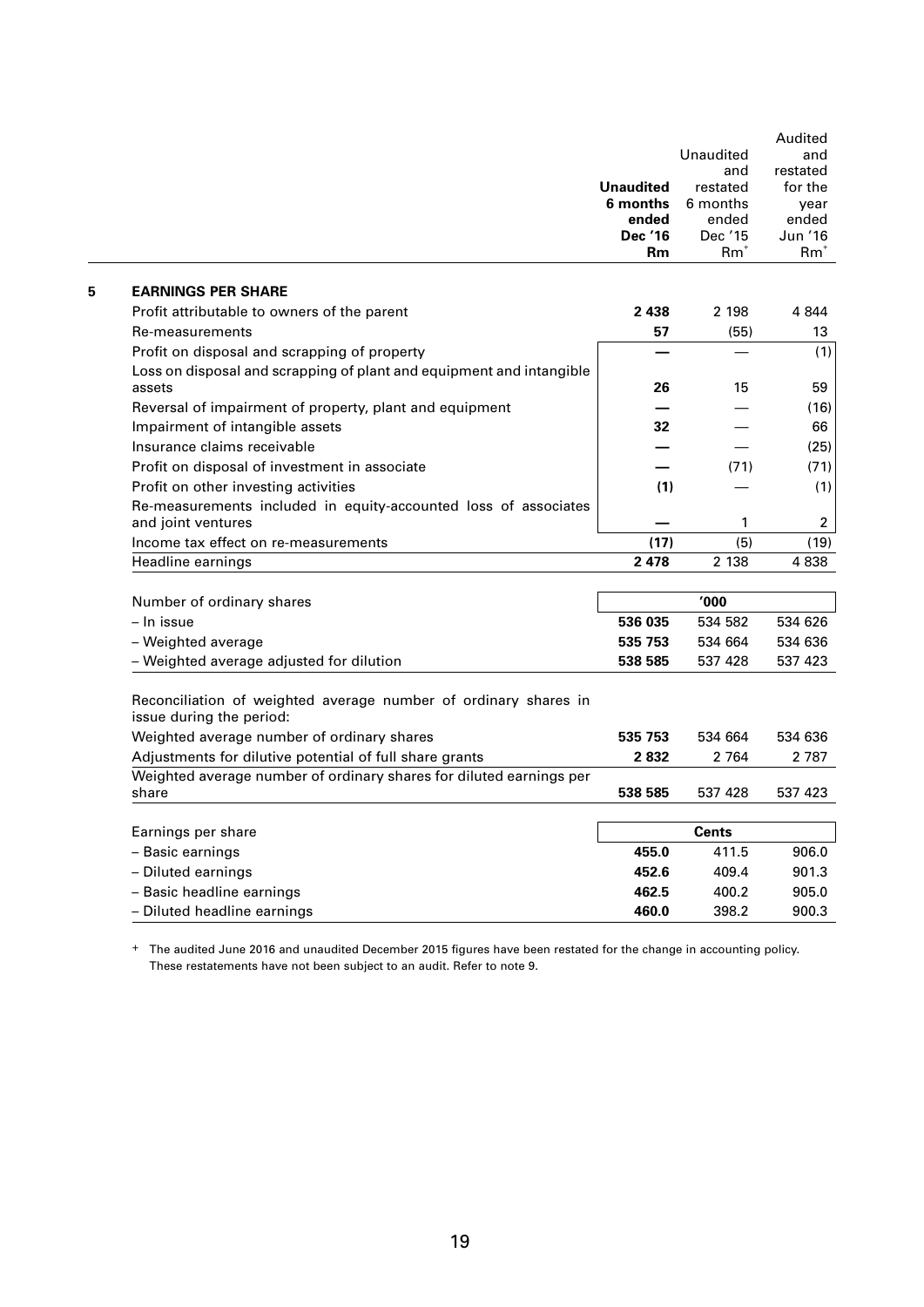|  | Unaudited 6 months ended Dec '16 Rm | Unaudited and restated 6 months ended Dec '15 Rm[+] | Audited and restated for the year ended Jun '16 Rm[+] |
|---|---|---|---|
| **5 EARNINGS PER SHARE** |  |  |  |
| Profit attributable to owners of the parent | **2 438** | 2 198 | 4 844 |
| Re-measurements | **57** | (55) | 13 |
| Profit on disposal and scrapping of property | **—** | — | (1) |
| Loss on disposal and scrapping of plant and equipment and intangible assets | **26** | 15 | 59 |
| Reversal of impairment of property, plant and equipment | **—** | — | (16) |
| Impairment of intangible assets | **32** | — | 66 |
| Insurance claims receivable | **—** | — | (25) |
| Profit on disposal of investment in associate | **—** | (71) | (71) |
| Profit on other investing activities | **(1)** | — | (1) |
| Re-measurements included in equity-accounted loss of associates and joint ventures | **—** | 1 | 2 |
| Income tax effect on re-measurements | **(17)** | (5) | (19) |
| Headline earnings | **2 478** | 2 138 | 4 838 |
|  |  |  |  |
| Number of ordinary shares |  | '000 |  |
| – In issue | **536 035** | 534 582 | 534 626 |
| – Weighted average | **535 753** | 534 664 | 534 636 |
| – Weighted average adjusted for dilution | **538 585** | 537 428 | 537 423 |
|  |  |  |  |
| Reconciliation of weighted average number of ordinary shares in issue during the period: |  |  |  |
| Weighted average number of ordinary shares | **535 753** | 534 664 | 534 636 |
| Adjustments for dilutive potential of full share grants | **2 832** | 2 764 | 2 787 |
| Weighted average number of ordinary shares for diluted earnings per share | **538 585** | 537 428 | 537 423 |
|  |  |  |  |
| Earnings per share |  | Cents |  |
| – Basic earnings | **455.0** | 411.5 | 906.0 |
| – Diluted earnings | **452.6** | 409.4 | 901.3 |
| – Basic headline earnings | **462.5** | 400.2 | 905.0 |
| – Diluted headline earnings | **460.0** | 398.2 | 900.3 |

[+] The audited June 2016 and unaudited December 2015 figures have been restated for the change in accounting policy. These restatements have not been subject to an audit. Refer to note 9.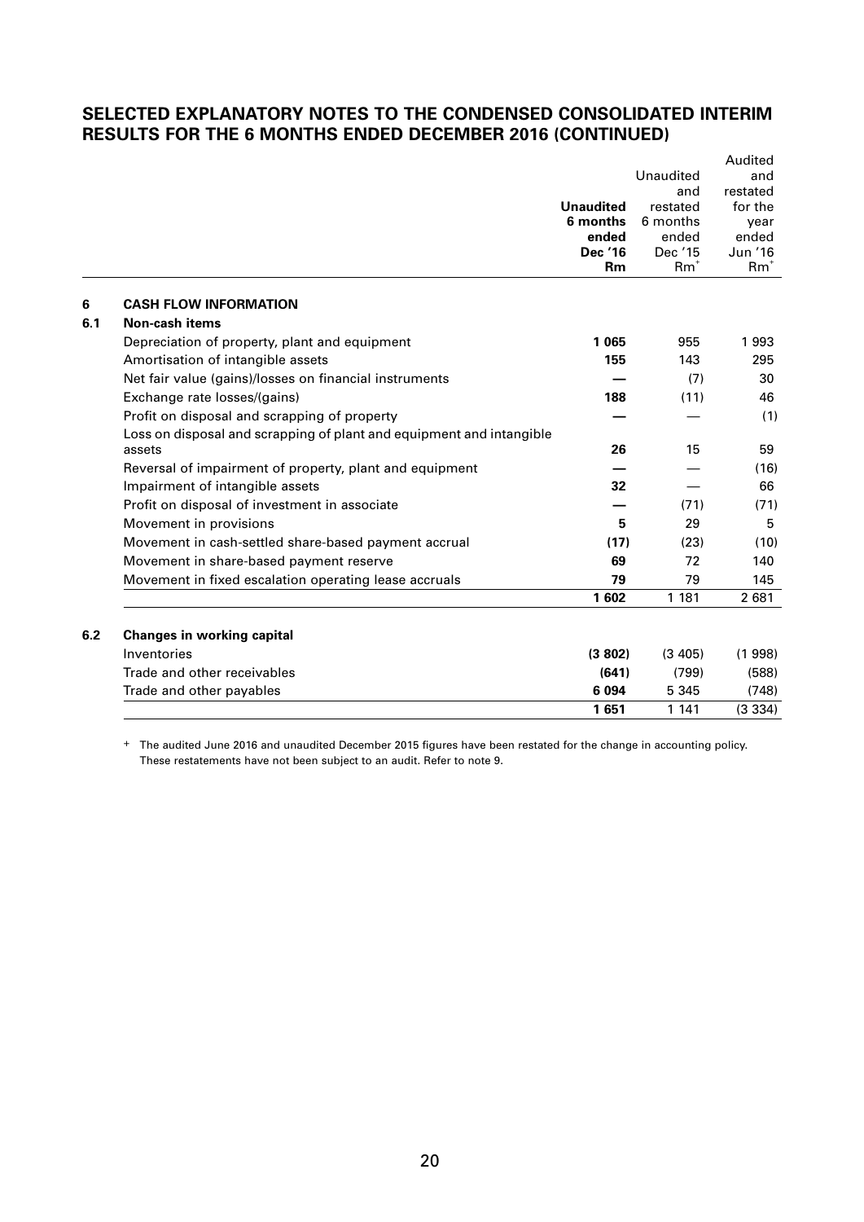## SELECTED EXPLANATORY NOTES TO THE CONDENSED CONSOLIDATED INTERIM RESULTS FOR THE 6 MONTHS ENDED DECEMBER 2016 (CONTINUED)

| | | **Unaudited 6 months ended Dec '16 Rm** | Unaudited and restated 6 months ended Dec '15 Rm+ | Audited and restated for the year ended Jun '16 Rm+ |
|---|---|---|---|---|
| **6** | **CASH FLOW INFORMATION** | | | |
| **6.1** | **Non-cash items** | | | |
| | Depreciation of property, plant and equipment | **1 065** | 955 | 1 993 |
| | Amortisation of intangible assets | **155** | 143 | 295 |
| | Net fair value (gains)/losses on financial instruments | **—** | (7) | 30 |
| | Exchange rate losses/(gains) | **188** | (11) | 46 |
| | Profit on disposal and scrapping of property | **—** | — | (1) |
| | Loss on disposal and scrapping of plant and equipment and intangible assets | **26** | 15 | 59 |
| | Reversal of impairment of property, plant and equipment | **—** | — | (16) |
| | Impairment of intangible assets | **32** | — | 66 |
| | Profit on disposal of investment in associate | **—** | (71) | (71) |
| | Movement in provisions | **5** | 29 | 5 |
| | Movement in cash-settled share-based payment accrual | **(17)** | (23) | (10) |
| | Movement in share-based payment reserve | **69** | 72 | 140 |
| | Movement in fixed escalation operating lease accruals | **79** | 79 | 145 |
| | | **1 602** | 1 181 | 2 681 |
| **6.2** | **Changes in working capital** | | | |
| | Inventories | **(3 802)** | (3 405) | (1 998) |
| | Trade and other receivables | **(641)** | (799) | (588) |
| | Trade and other payables | **6 094** | 5 345 | (748) |
| | | **1 651** | 1 141 | (3 334) |

+ The audited June 2016 and unaudited December 2015 figures have been restated for the change in accounting policy. These restatements have not been subject to an audit. Refer to note 9.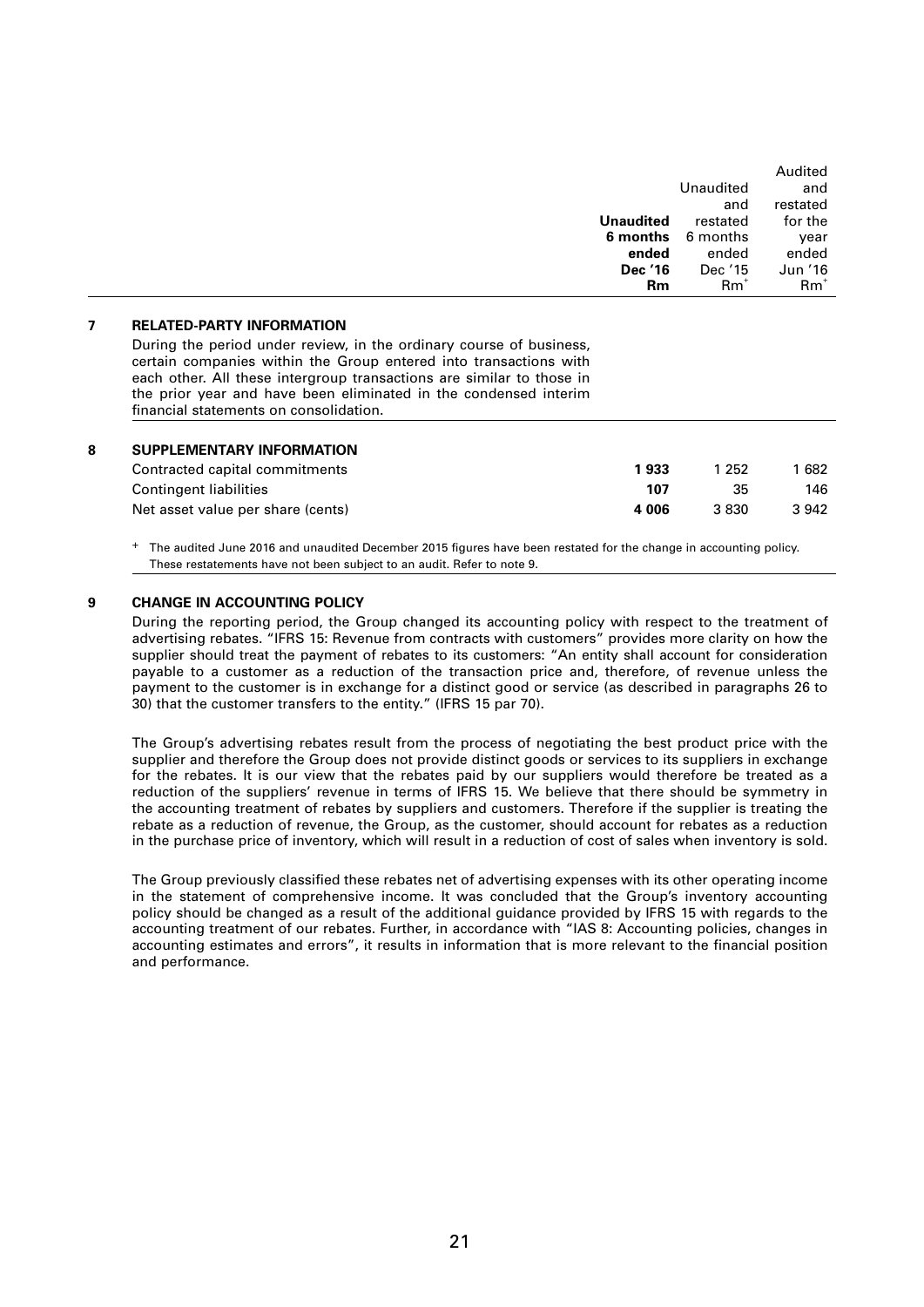| | | Unaudited 6 months ended Dec '16 Rm | Unaudited and restated 6 months ended Dec '15 Rm[+] | Audited and restated for the year ended Jun '16 Rm[+] |
|---|---|---|---|---|
| **7** | **RELATED-PARTY INFORMATION** | | | |
| | During the period under review, in the ordinary course of business, certain companies within the Group entered into transactions with each other. All these intergroup transactions are similar to those in the prior year and have been eliminated in the condensed interim financial statements on consolidation. | | | |
| **8** | **SUPPLEMENTARY INFORMATION** | | | |
| | Contracted capital commitments | **1 933** | 1 252 | 1 682 |
| | Contingent liabilities | **107** | 35 | 146 |
| | Net asset value per share (cents) | **4 006** | 3 830 | 3 942 |

[+] The audited June 2016 and unaudited December 2015 figures have been restated for the change in accounting policy. These restatements have not been subject to an audit. Refer to note 9.

## 9 CHANGE IN ACCOUNTING POLICY

During the reporting period, the Group changed its accounting policy with respect to the treatment of advertising rebates. "IFRS 15: Revenue from contracts with customers" provides more clarity on how the supplier should treat the payment of rebates to its customers: "An entity shall account for consideration payable to a customer as a reduction of the transaction price and, therefore, of revenue unless the payment to the customer is in exchange for a distinct good or service (as described in paragraphs 26 to 30) that the customer transfers to the entity." (IFRS 15 par 70).

The Group's advertising rebates result from the process of negotiating the best product price with the supplier and therefore the Group does not provide distinct goods or services to its suppliers in exchange for the rebates. It is our view that the rebates paid by our suppliers would therefore be treated as a reduction of the suppliers' revenue in terms of IFRS 15. We believe that there should be symmetry in the accounting treatment of rebates by suppliers and customers. Therefore if the supplier is treating the rebate as a reduction of revenue, the Group, as the customer, should account for rebates as a reduction in the purchase price of inventory, which will result in a reduction of cost of sales when inventory is sold.

The Group previously classified these rebates net of advertising expenses with its other operating income in the statement of comprehensive income. It was concluded that the Group's inventory accounting policy should be changed as a result of the additional guidance provided by IFRS 15 with regards to the accounting treatment of our rebates. Further, in accordance with "IAS 8: Accounting policies, changes in accounting estimates and errors", it results in information that is more relevant to the financial position and performance.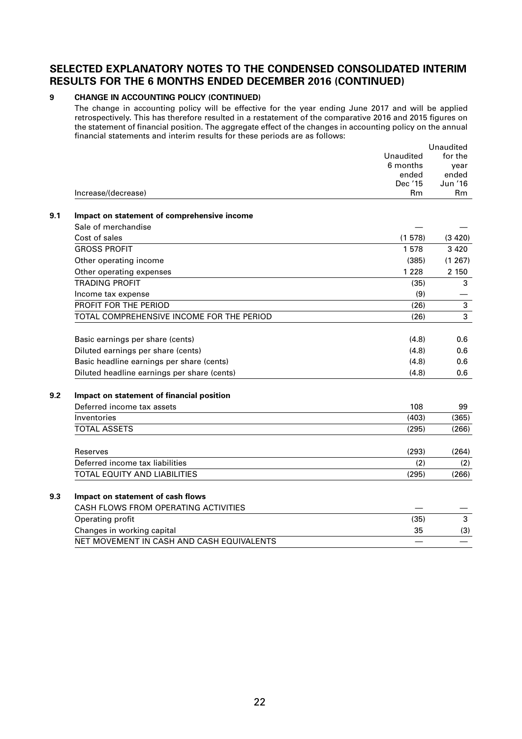## SELECTED EXPLANATORY NOTES TO THE CONDENSED CONSOLIDATED INTERIM RESULTS FOR THE 6 MONTHS ENDED DECEMBER 2016 (CONTINUED)

### 9 CHANGE IN ACCOUNTING POLICY (CONTINUED)

The change in accounting policy will be effective for the year ending June 2017 and will be applied retrospectively. This has therefore resulted in a restatement of the comparative 2016 and 2015 figures on the statement of financial position. The aggregate effect of the changes in accounting policy on the annual financial statements and interim results for these periods are as follows:

| | | Unaudited 6 months ended Dec '15 Rm | Unaudited for the year ended Jun '16 Rm |
|---|---|---|---|
| | Increase/(decrease) | | |
| **9.1** | **Impact on statement of comprehensive income** | | |
| | Sale of merchandise | — | — |
| | Cost of sales | (1 578) | (3 420) |
| | GROSS PROFIT | 1 578 | 3 420 |
| | Other operating income | (385) | (1 267) |
| | Other operating expenses | 1 228 | 2 150 |
| | TRADING PROFIT | (35) | 3 |
| | Income tax expense | (9) | — |
| | PROFIT FOR THE PERIOD | (26) | 3 |
| | TOTAL COMPREHENSIVE INCOME FOR THE PERIOD | (26) | 3 |
| | Basic earnings per share (cents) | (4.8) | 0.6 |
| | Diluted earnings per share (cents) | (4.8) | 0.6 |
| | Basic headline earnings per share (cents) | (4.8) | 0.6 |
| | Diluted headline earnings per share (cents) | (4.8) | 0.6 |
| **9.2** | **Impact on statement of financial position** | | |
| | Deferred income tax assets | 108 | 99 |
| | Inventories | (403) | (365) |
| | TOTAL ASSETS | (295) | (266) |
| | Reserves | (293) | (264) |
| | Deferred income tax liabilities | (2) | (2) |
| | TOTAL EQUITY AND LIABILITIES | (295) | (266) |
| **9.3** | **Impact on statement of cash flows** | | |
| | CASH FLOWS FROM OPERATING ACTIVITIES | — | — |
| | Operating profit | (35) | 3 |
| | Changes in working capital | 35 | (3) |
| | NET MOVEMENT IN CASH AND CASH EQUIVALENTS | — | — |